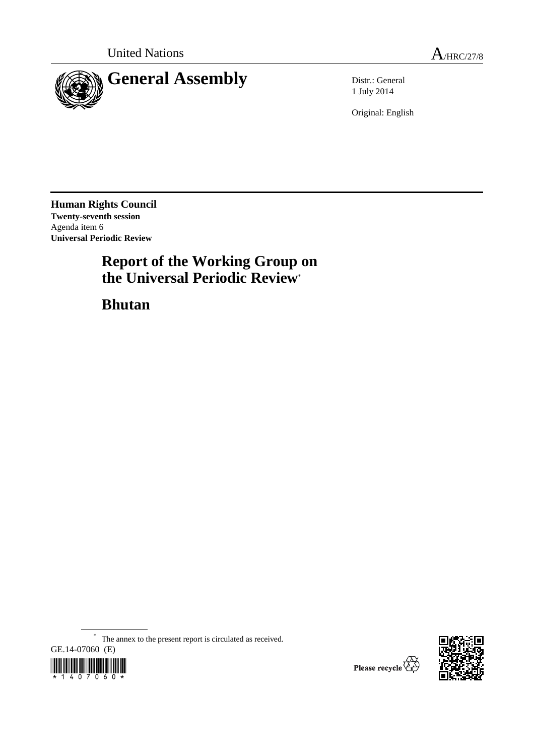United Nations

A/HRC/27/8

# General Assembly

Distr.: General
1 July 2014

Original: English

**Human Rights Council**
**Twenty-seventh session**
Agenda item 6
**Universal Periodic Review**

## Report of the Working Group on the Universal Periodic Review*

## Bhutan

* The annex to the present report is circulated as received.

GE.14-07060 (E)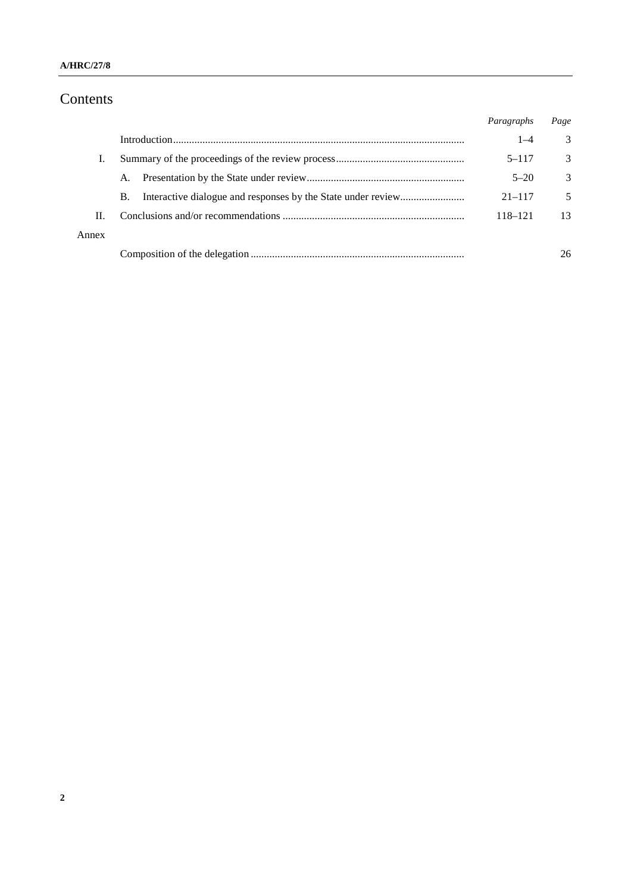# Contents

| | | Paragraphs | Page |
|---|---|---|---|
| | Introduction | 1–4 | 3 |
| I. | Summary of the proceedings of the review process | 5–117 | 3 |
| | A. Presentation by the State under review | 5–20 | 3 |
| | B. Interactive dialogue and responses by the State under review | 21–117 | 5 |
| II. | Conclusions and/or recommendations | 118–121 | 13 |
| Annex | | | |
| | Composition of the delegation | | 26 |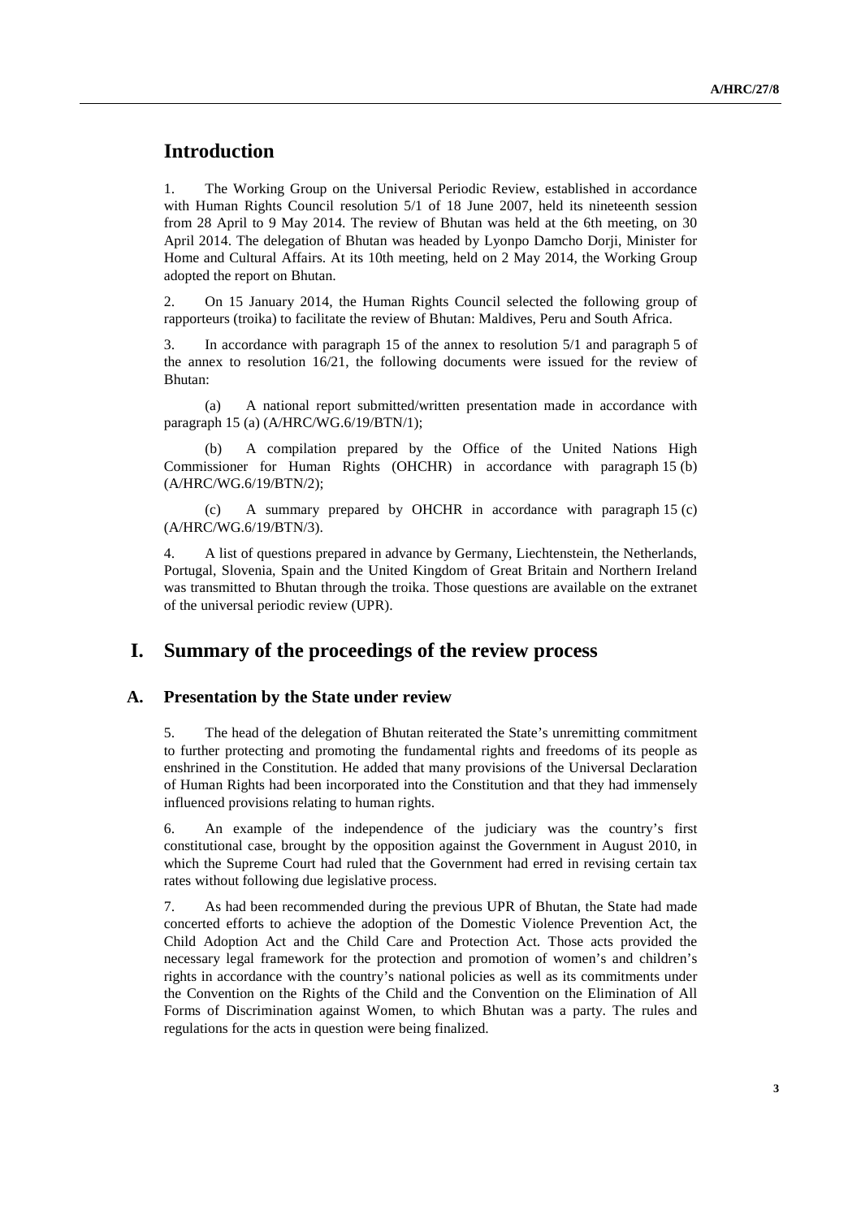# Introduction

1. The Working Group on the Universal Periodic Review, established in accordance with Human Rights Council resolution 5/1 of 18 June 2007, held its nineteenth session from 28 April to 9 May 2014. The review of Bhutan was held at the 6th meeting, on 30 April 2014. The delegation of Bhutan was headed by Lyonpo Damcho Dorji, Minister for Home and Cultural Affairs. At its 10th meeting, held on 2 May 2014, the Working Group adopted the report on Bhutan.

2. On 15 January 2014, the Human Rights Council selected the following group of rapporteurs (troika) to facilitate the review of Bhutan: Maldives, Peru and South Africa.

3. In accordance with paragraph 15 of the annex to resolution 5/1 and paragraph 5 of the annex to resolution 16/21, the following documents were issued for the review of Bhutan:

(a) A national report submitted/written presentation made in accordance with paragraph 15 (a) (A/HRC/WG.6/19/BTN/1);

(b) A compilation prepared by the Office of the United Nations High Commissioner for Human Rights (OHCHR) in accordance with paragraph 15 (b) (A/HRC/WG.6/19/BTN/2);

(c) A summary prepared by OHCHR in accordance with paragraph 15 (c) (A/HRC/WG.6/19/BTN/3).

4. A list of questions prepared in advance by Germany, Liechtenstein, the Netherlands, Portugal, Slovenia, Spain and the United Kingdom of Great Britain and Northern Ireland was transmitted to Bhutan through the troika. Those questions are available on the extranet of the universal periodic review (UPR).

# I. Summary of the proceedings of the review process

## A. Presentation by the State under review

5. The head of the delegation of Bhutan reiterated the State's unremitting commitment to further protecting and promoting the fundamental rights and freedoms of its people as enshrined in the Constitution. He added that many provisions of the Universal Declaration of Human Rights had been incorporated into the Constitution and that they had immensely influenced provisions relating to human rights.

6. An example of the independence of the judiciary was the country's first constitutional case, brought by the opposition against the Government in August 2010, in which the Supreme Court had ruled that the Government had erred in revising certain tax rates without following due legislative process.

7. As had been recommended during the previous UPR of Bhutan, the State had made concerted efforts to achieve the adoption of the Domestic Violence Prevention Act, the Child Adoption Act and the Child Care and Protection Act. Those acts provided the necessary legal framework for the protection and promotion of women's and children's rights in accordance with the country's national policies as well as its commitments under the Convention on the Rights of the Child and the Convention on the Elimination of All Forms of Discrimination against Women, to which Bhutan was a party. The rules and regulations for the acts in question were being finalized.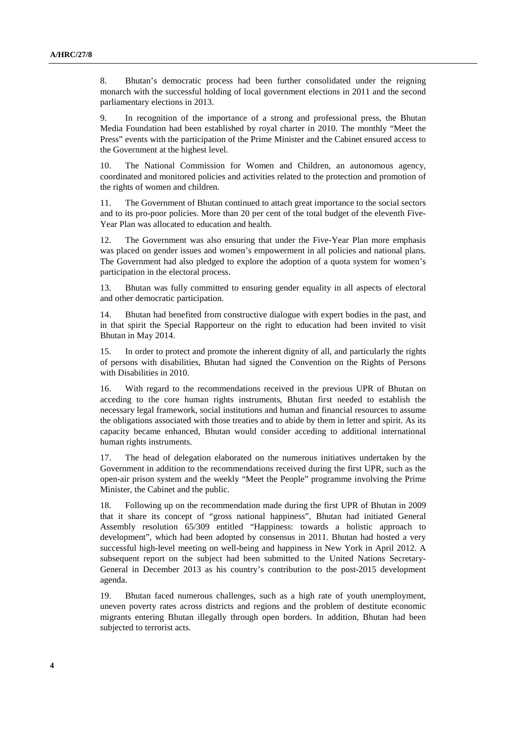8. Bhutan's democratic process had been further consolidated under the reigning monarch with the successful holding of local government elections in 2011 and the second parliamentary elections in 2013.

9. In recognition of the importance of a strong and professional press, the Bhutan Media Foundation had been established by royal charter in 2010. The monthly "Meet the Press" events with the participation of the Prime Minister and the Cabinet ensured access to the Government at the highest level.

10. The National Commission for Women and Children, an autonomous agency, coordinated and monitored policies and activities related to the protection and promotion of the rights of women and children.

11. The Government of Bhutan continued to attach great importance to the social sectors and to its pro-poor policies. More than 20 per cent of the total budget of the eleventh Five-Year Plan was allocated to education and health.

12. The Government was also ensuring that under the Five-Year Plan more emphasis was placed on gender issues and women's empowerment in all policies and national plans. The Government had also pledged to explore the adoption of a quota system for women's participation in the electoral process.

13. Bhutan was fully committed to ensuring gender equality in all aspects of electoral and other democratic participation.

14. Bhutan had benefited from constructive dialogue with expert bodies in the past, and in that spirit the Special Rapporteur on the right to education had been invited to visit Bhutan in May 2014.

15. In order to protect and promote the inherent dignity of all, and particularly the rights of persons with disabilities, Bhutan had signed the Convention on the Rights of Persons with Disabilities in 2010.

16. With regard to the recommendations received in the previous UPR of Bhutan on acceding to the core human rights instruments, Bhutan first needed to establish the necessary legal framework, social institutions and human and financial resources to assume the obligations associated with those treaties and to abide by them in letter and spirit. As its capacity became enhanced, Bhutan would consider acceding to additional international human rights instruments.

17. The head of delegation elaborated on the numerous initiatives undertaken by the Government in addition to the recommendations received during the first UPR, such as the open-air prison system and the weekly "Meet the People" programme involving the Prime Minister, the Cabinet and the public.

18. Following up on the recommendation made during the first UPR of Bhutan in 2009 that it share its concept of "gross national happiness", Bhutan had initiated General Assembly resolution 65/309 entitled "Happiness: towards a holistic approach to development", which had been adopted by consensus in 2011. Bhutan had hosted a very successful high-level meeting on well-being and happiness in New York in April 2012. A subsequent report on the subject had been submitted to the United Nations Secretary-General in December 2013 as his country's contribution to the post-2015 development agenda.

19. Bhutan faced numerous challenges, such as a high rate of youth unemployment, uneven poverty rates across districts and regions and the problem of destitute economic migrants entering Bhutan illegally through open borders. In addition, Bhutan had been subjected to terrorist acts.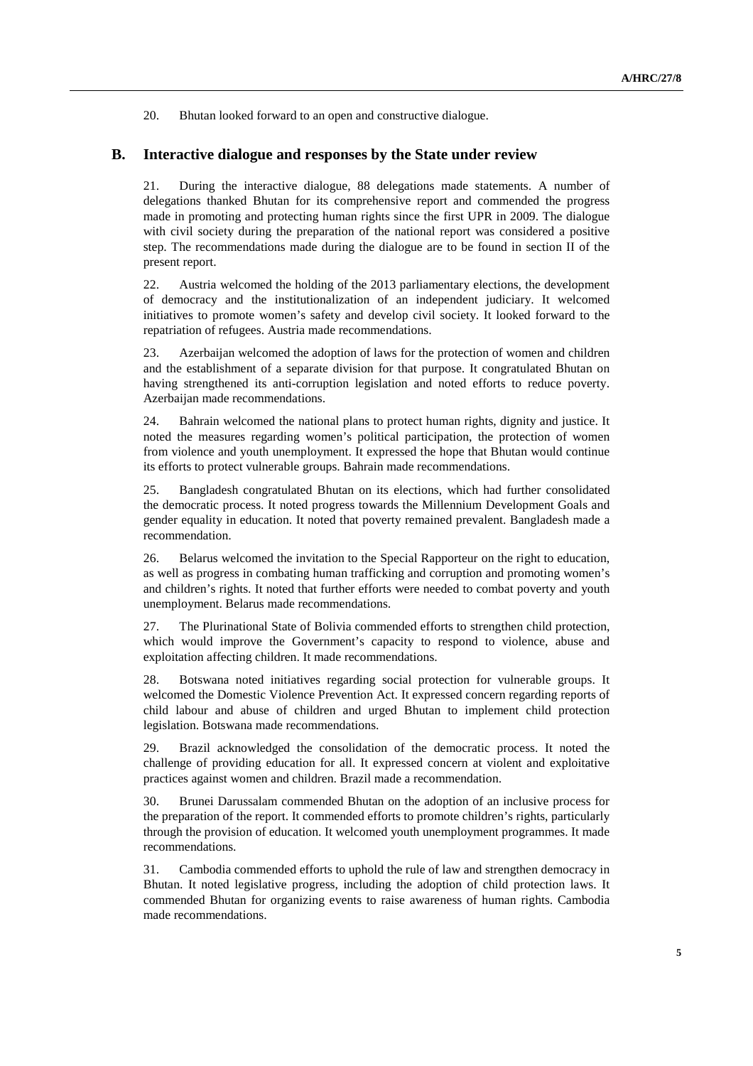20. Bhutan looked forward to an open and constructive dialogue.

## B. Interactive dialogue and responses by the State under review

21. During the interactive dialogue, 88 delegations made statements. A number of delegations thanked Bhutan for its comprehensive report and commended the progress made in promoting and protecting human rights since the first UPR in 2009. The dialogue with civil society during the preparation of the national report was considered a positive step. The recommendations made during the dialogue are to be found in section II of the present report.

22. Austria welcomed the holding of the 2013 parliamentary elections, the development of democracy and the institutionalization of an independent judiciary. It welcomed initiatives to promote women's safety and develop civil society. It looked forward to the repatriation of refugees. Austria made recommendations.

23. Azerbaijan welcomed the adoption of laws for the protection of women and children and the establishment of a separate division for that purpose. It congratulated Bhutan on having strengthened its anti-corruption legislation and noted efforts to reduce poverty. Azerbaijan made recommendations.

24. Bahrain welcomed the national plans to protect human rights, dignity and justice. It noted the measures regarding women's political participation, the protection of women from violence and youth unemployment. It expressed the hope that Bhutan would continue its efforts to protect vulnerable groups. Bahrain made recommendations.

25. Bangladesh congratulated Bhutan on its elections, which had further consolidated the democratic process. It noted progress towards the Millennium Development Goals and gender equality in education. It noted that poverty remained prevalent. Bangladesh made a recommendation.

26. Belarus welcomed the invitation to the Special Rapporteur on the right to education, as well as progress in combating human trafficking and corruption and promoting women's and children's rights. It noted that further efforts were needed to combat poverty and youth unemployment. Belarus made recommendations.

27. The Plurinational State of Bolivia commended efforts to strengthen child protection, which would improve the Government's capacity to respond to violence, abuse and exploitation affecting children. It made recommendations.

28. Botswana noted initiatives regarding social protection for vulnerable groups. It welcomed the Domestic Violence Prevention Act. It expressed concern regarding reports of child labour and abuse of children and urged Bhutan to implement child protection legislation. Botswana made recommendations.

29. Brazil acknowledged the consolidation of the democratic process. It noted the challenge of providing education for all. It expressed concern at violent and exploitative practices against women and children. Brazil made a recommendation.

30. Brunei Darussalam commended Bhutan on the adoption of an inclusive process for the preparation of the report. It commended efforts to promote children's rights, particularly through the provision of education. It welcomed youth unemployment programmes. It made recommendations.

31. Cambodia commended efforts to uphold the rule of law and strengthen democracy in Bhutan. It noted legislative progress, including the adoption of child protection laws. It commended Bhutan for organizing events to raise awareness of human rights. Cambodia made recommendations.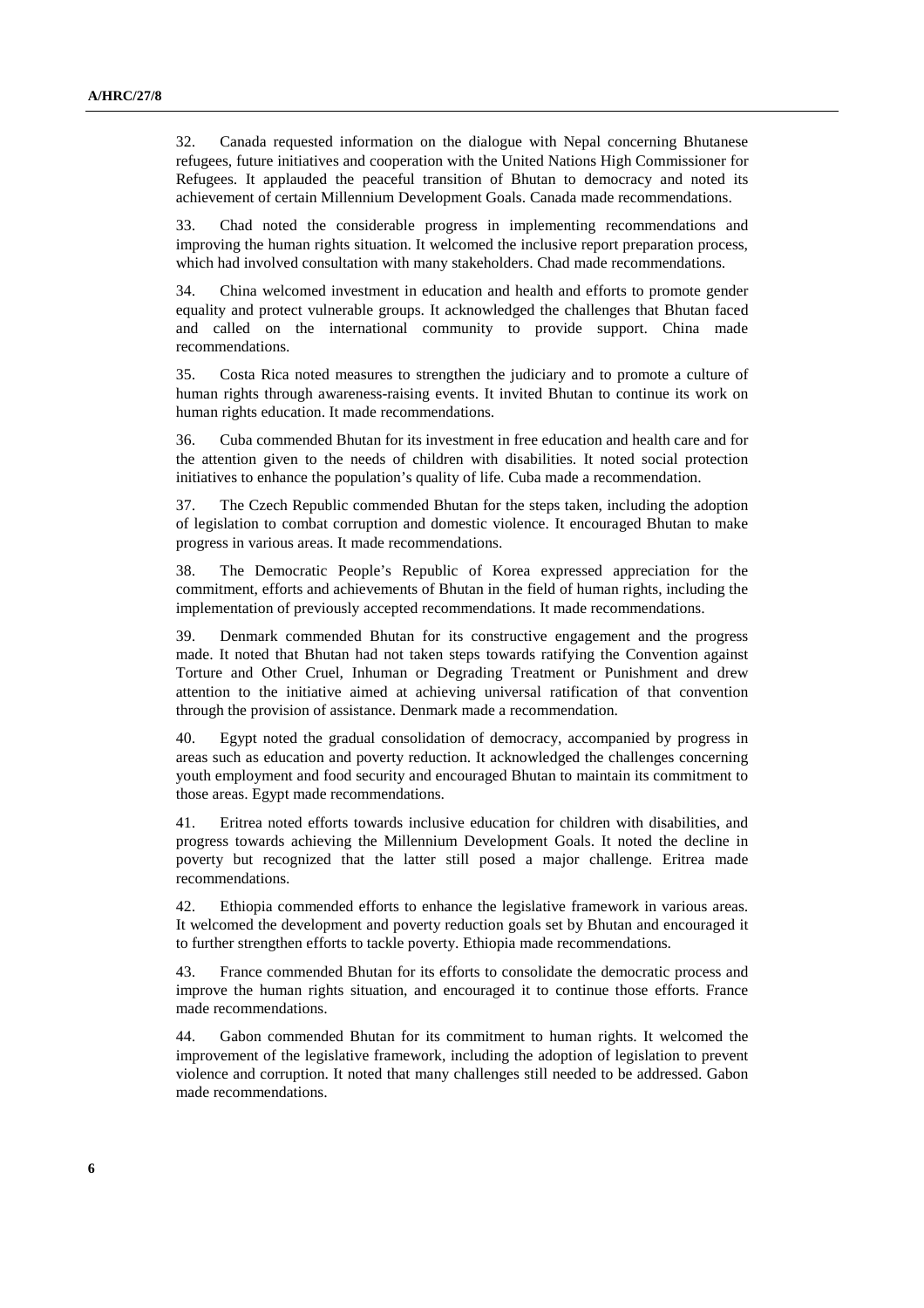32. Canada requested information on the dialogue with Nepal concerning Bhutanese refugees, future initiatives and cooperation with the United Nations High Commissioner for Refugees. It applauded the peaceful transition of Bhutan to democracy and noted its achievement of certain Millennium Development Goals. Canada made recommendations.

33. Chad noted the considerable progress in implementing recommendations and improving the human rights situation. It welcomed the inclusive report preparation process, which had involved consultation with many stakeholders. Chad made recommendations.

34. China welcomed investment in education and health and efforts to promote gender equality and protect vulnerable groups. It acknowledged the challenges that Bhutan faced and called on the international community to provide support. China made recommendations.

35. Costa Rica noted measures to strengthen the judiciary and to promote a culture of human rights through awareness-raising events. It invited Bhutan to continue its work on human rights education. It made recommendations.

36. Cuba commended Bhutan for its investment in free education and health care and for the attention given to the needs of children with disabilities. It noted social protection initiatives to enhance the population's quality of life. Cuba made a recommendation.

37. The Czech Republic commended Bhutan for the steps taken, including the adoption of legislation to combat corruption and domestic violence. It encouraged Bhutan to make progress in various areas. It made recommendations.

38. The Democratic People's Republic of Korea expressed appreciation for the commitment, efforts and achievements of Bhutan in the field of human rights, including the implementation of previously accepted recommendations. It made recommendations.

39. Denmark commended Bhutan for its constructive engagement and the progress made. It noted that Bhutan had not taken steps towards ratifying the Convention against Torture and Other Cruel, Inhuman or Degrading Treatment or Punishment and drew attention to the initiative aimed at achieving universal ratification of that convention through the provision of assistance. Denmark made a recommendation.

40. Egypt noted the gradual consolidation of democracy, accompanied by progress in areas such as education and poverty reduction. It acknowledged the challenges concerning youth employment and food security and encouraged Bhutan to maintain its commitment to those areas. Egypt made recommendations.

41. Eritrea noted efforts towards inclusive education for children with disabilities, and progress towards achieving the Millennium Development Goals. It noted the decline in poverty but recognized that the latter still posed a major challenge. Eritrea made recommendations.

42. Ethiopia commended efforts to enhance the legislative framework in various areas. It welcomed the development and poverty reduction goals set by Bhutan and encouraged it to further strengthen efforts to tackle poverty. Ethiopia made recommendations.

43. France commended Bhutan for its efforts to consolidate the democratic process and improve the human rights situation, and encouraged it to continue those efforts. France made recommendations.

44. Gabon commended Bhutan for its commitment to human rights. It welcomed the improvement of the legislative framework, including the adoption of legislation to prevent violence and corruption. It noted that many challenges still needed to be addressed. Gabon made recommendations.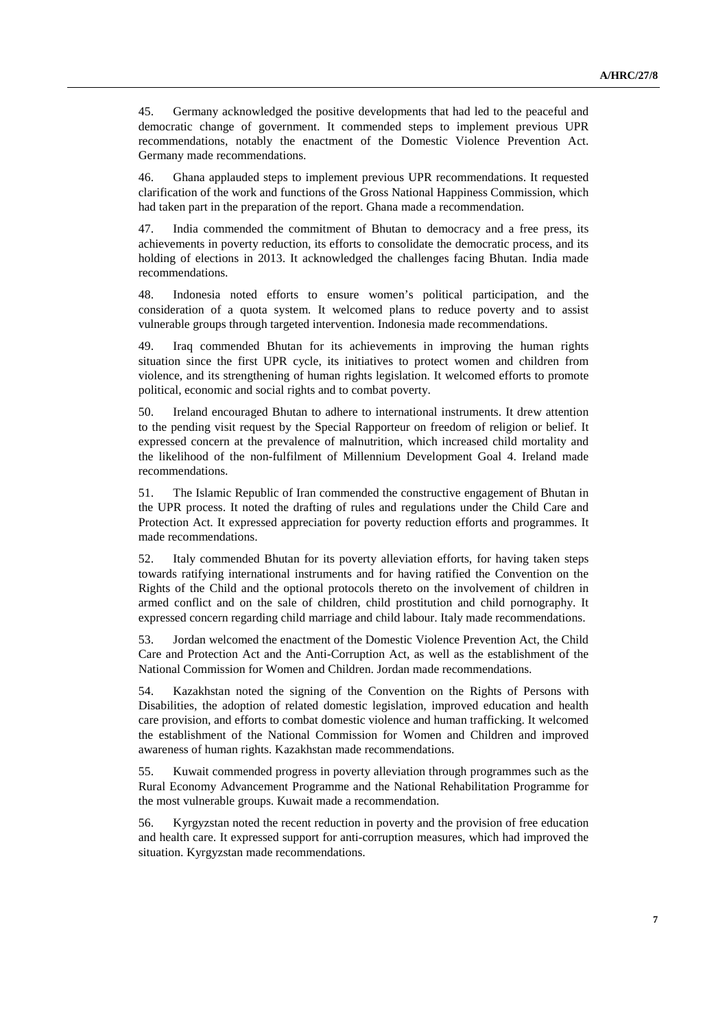45. Germany acknowledged the positive developments that had led to the peaceful and democratic change of government. It commended steps to implement previous UPR recommendations, notably the enactment of the Domestic Violence Prevention Act. Germany made recommendations.

46. Ghana applauded steps to implement previous UPR recommendations. It requested clarification of the work and functions of the Gross National Happiness Commission, which had taken part in the preparation of the report. Ghana made a recommendation.

47. India commended the commitment of Bhutan to democracy and a free press, its achievements in poverty reduction, its efforts to consolidate the democratic process, and its holding of elections in 2013. It acknowledged the challenges facing Bhutan. India made recommendations.

48. Indonesia noted efforts to ensure women's political participation, and the consideration of a quota system. It welcomed plans to reduce poverty and to assist vulnerable groups through targeted intervention. Indonesia made recommendations.

49. Iraq commended Bhutan for its achievements in improving the human rights situation since the first UPR cycle, its initiatives to protect women and children from violence, and its strengthening of human rights legislation. It welcomed efforts to promote political, economic and social rights and to combat poverty.

50. Ireland encouraged Bhutan to adhere to international instruments. It drew attention to the pending visit request by the Special Rapporteur on freedom of religion or belief. It expressed concern at the prevalence of malnutrition, which increased child mortality and the likelihood of the non-fulfilment of Millennium Development Goal 4. Ireland made recommendations.

51. The Islamic Republic of Iran commended the constructive engagement of Bhutan in the UPR process. It noted the drafting of rules and regulations under the Child Care and Protection Act. It expressed appreciation for poverty reduction efforts and programmes. It made recommendations.

52. Italy commended Bhutan for its poverty alleviation efforts, for having taken steps towards ratifying international instruments and for having ratified the Convention on the Rights of the Child and the optional protocols thereto on the involvement of children in armed conflict and on the sale of children, child prostitution and child pornography. It expressed concern regarding child marriage and child labour. Italy made recommendations.

53. Jordan welcomed the enactment of the Domestic Violence Prevention Act, the Child Care and Protection Act and the Anti-Corruption Act, as well as the establishment of the National Commission for Women and Children. Jordan made recommendations.

54. Kazakhstan noted the signing of the Convention on the Rights of Persons with Disabilities, the adoption of related domestic legislation, improved education and health care provision, and efforts to combat domestic violence and human trafficking. It welcomed the establishment of the National Commission for Women and Children and improved awareness of human rights. Kazakhstan made recommendations.

55. Kuwait commended progress in poverty alleviation through programmes such as the Rural Economy Advancement Programme and the National Rehabilitation Programme for the most vulnerable groups. Kuwait made a recommendation.

56. Kyrgyzstan noted the recent reduction in poverty and the provision of free education and health care. It expressed support for anti-corruption measures, which had improved the situation. Kyrgyzstan made recommendations.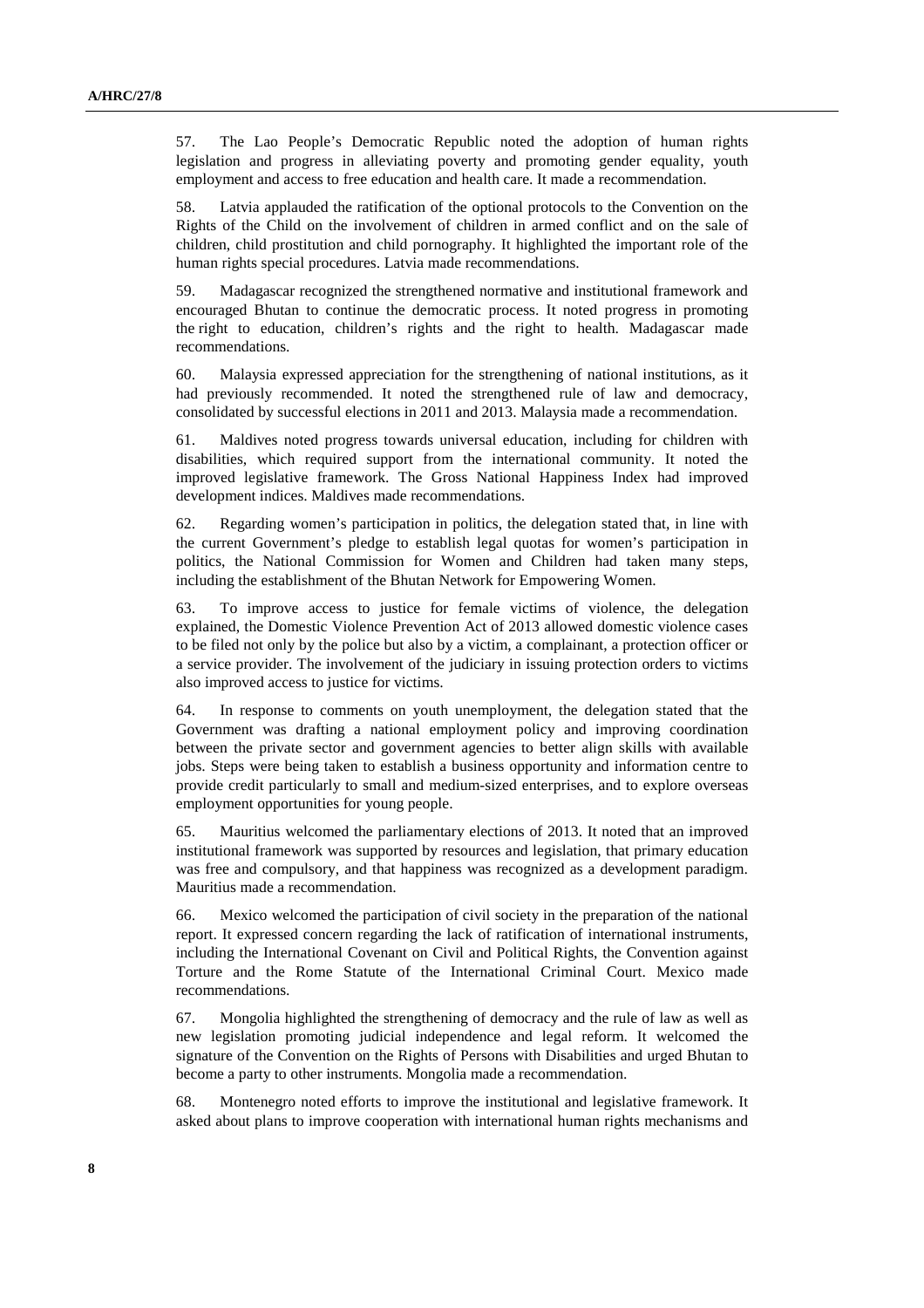57. The Lao People's Democratic Republic noted the adoption of human rights legislation and progress in alleviating poverty and promoting gender equality, youth employment and access to free education and health care. It made a recommendation.

58. Latvia applauded the ratification of the optional protocols to the Convention on the Rights of the Child on the involvement of children in armed conflict and on the sale of children, child prostitution and child pornography. It highlighted the important role of the human rights special procedures. Latvia made recommendations.

59. Madagascar recognized the strengthened normative and institutional framework and encouraged Bhutan to continue the democratic process. It noted progress in promoting the right to education, children's rights and the right to health. Madagascar made recommendations.

60. Malaysia expressed appreciation for the strengthening of national institutions, as it had previously recommended. It noted the strengthened rule of law and democracy, consolidated by successful elections in 2011 and 2013. Malaysia made a recommendation.

61. Maldives noted progress towards universal education, including for children with disabilities, which required support from the international community. It noted the improved legislative framework. The Gross National Happiness Index had improved development indices. Maldives made recommendations.

62. Regarding women's participation in politics, the delegation stated that, in line with the current Government's pledge to establish legal quotas for women's participation in politics, the National Commission for Women and Children had taken many steps, including the establishment of the Bhutan Network for Empowering Women.

63. To improve access to justice for female victims of violence, the delegation explained, the Domestic Violence Prevention Act of 2013 allowed domestic violence cases to be filed not only by the police but also by a victim, a complainant, a protection officer or a service provider. The involvement of the judiciary in issuing protection orders to victims also improved access to justice for victims.

64. In response to comments on youth unemployment, the delegation stated that the Government was drafting a national employment policy and improving coordination between the private sector and government agencies to better align skills with available jobs. Steps were being taken to establish a business opportunity and information centre to provide credit particularly to small and medium-sized enterprises, and to explore overseas employment opportunities for young people.

65. Mauritius welcomed the parliamentary elections of 2013. It noted that an improved institutional framework was supported by resources and legislation, that primary education was free and compulsory, and that happiness was recognized as a development paradigm. Mauritius made a recommendation.

66. Mexico welcomed the participation of civil society in the preparation of the national report. It expressed concern regarding the lack of ratification of international instruments, including the International Covenant on Civil and Political Rights, the Convention against Torture and the Rome Statute of the International Criminal Court. Mexico made recommendations.

67. Mongolia highlighted the strengthening of democracy and the rule of law as well as new legislation promoting judicial independence and legal reform. It welcomed the signature of the Convention on the Rights of Persons with Disabilities and urged Bhutan to become a party to other instruments. Mongolia made a recommendation.

68. Montenegro noted efforts to improve the institutional and legislative framework. It asked about plans to improve cooperation with international human rights mechanisms and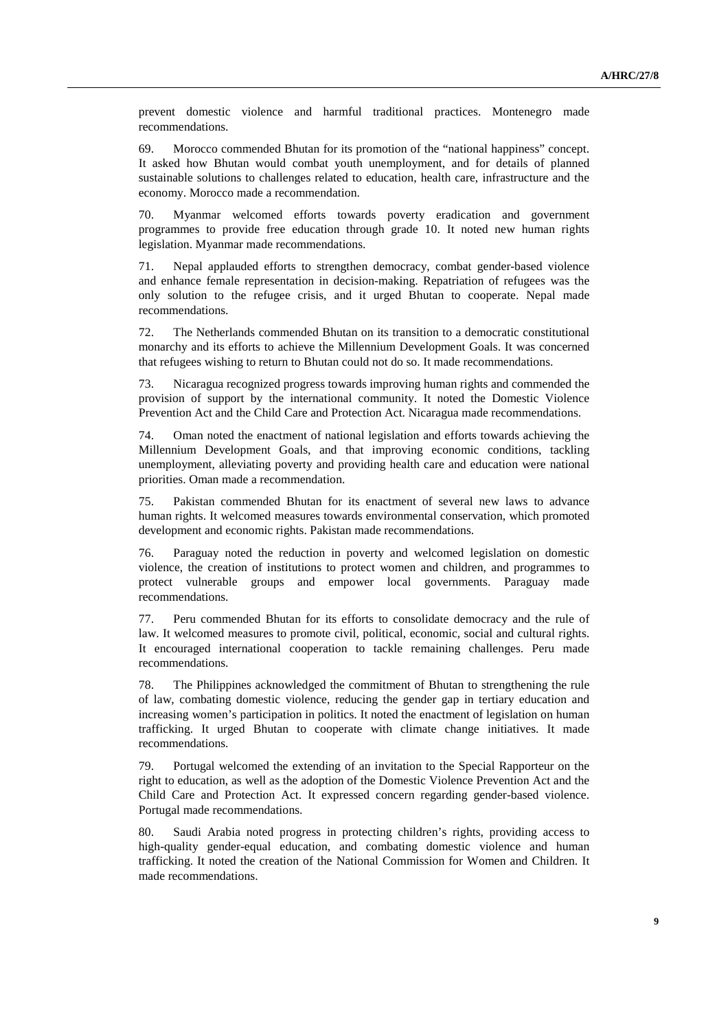prevent domestic violence and harmful traditional practices. Montenegro made recommendations.

69. Morocco commended Bhutan for its promotion of the "national happiness" concept. It asked how Bhutan would combat youth unemployment, and for details of planned sustainable solutions to challenges related to education, health care, infrastructure and the economy. Morocco made a recommendation.

70. Myanmar welcomed efforts towards poverty eradication and government programmes to provide free education through grade 10. It noted new human rights legislation. Myanmar made recommendations.

71. Nepal applauded efforts to strengthen democracy, combat gender-based violence and enhance female representation in decision-making. Repatriation of refugees was the only solution to the refugee crisis, and it urged Bhutan to cooperate. Nepal made recommendations.

72. The Netherlands commended Bhutan on its transition to a democratic constitutional monarchy and its efforts to achieve the Millennium Development Goals. It was concerned that refugees wishing to return to Bhutan could not do so. It made recommendations.

73. Nicaragua recognized progress towards improving human rights and commended the provision of support by the international community. It noted the Domestic Violence Prevention Act and the Child Care and Protection Act. Nicaragua made recommendations.

74. Oman noted the enactment of national legislation and efforts towards achieving the Millennium Development Goals, and that improving economic conditions, tackling unemployment, alleviating poverty and providing health care and education were national priorities. Oman made a recommendation.

75. Pakistan commended Bhutan for its enactment of several new laws to advance human rights. It welcomed measures towards environmental conservation, which promoted development and economic rights. Pakistan made recommendations.

76. Paraguay noted the reduction in poverty and welcomed legislation on domestic violence, the creation of institutions to protect women and children, and programmes to protect vulnerable groups and empower local governments. Paraguay made recommendations.

77. Peru commended Bhutan for its efforts to consolidate democracy and the rule of law. It welcomed measures to promote civil, political, economic, social and cultural rights. It encouraged international cooperation to tackle remaining challenges. Peru made recommendations.

78. The Philippines acknowledged the commitment of Bhutan to strengthening the rule of law, combating domestic violence, reducing the gender gap in tertiary education and increasing women's participation in politics. It noted the enactment of legislation on human trafficking. It urged Bhutan to cooperate with climate change initiatives. It made recommendations.

79. Portugal welcomed the extending of an invitation to the Special Rapporteur on the right to education, as well as the adoption of the Domestic Violence Prevention Act and the Child Care and Protection Act. It expressed concern regarding gender-based violence. Portugal made recommendations.

80. Saudi Arabia noted progress in protecting children's rights, providing access to high-quality gender-equal education, and combating domestic violence and human trafficking. It noted the creation of the National Commission for Women and Children. It made recommendations.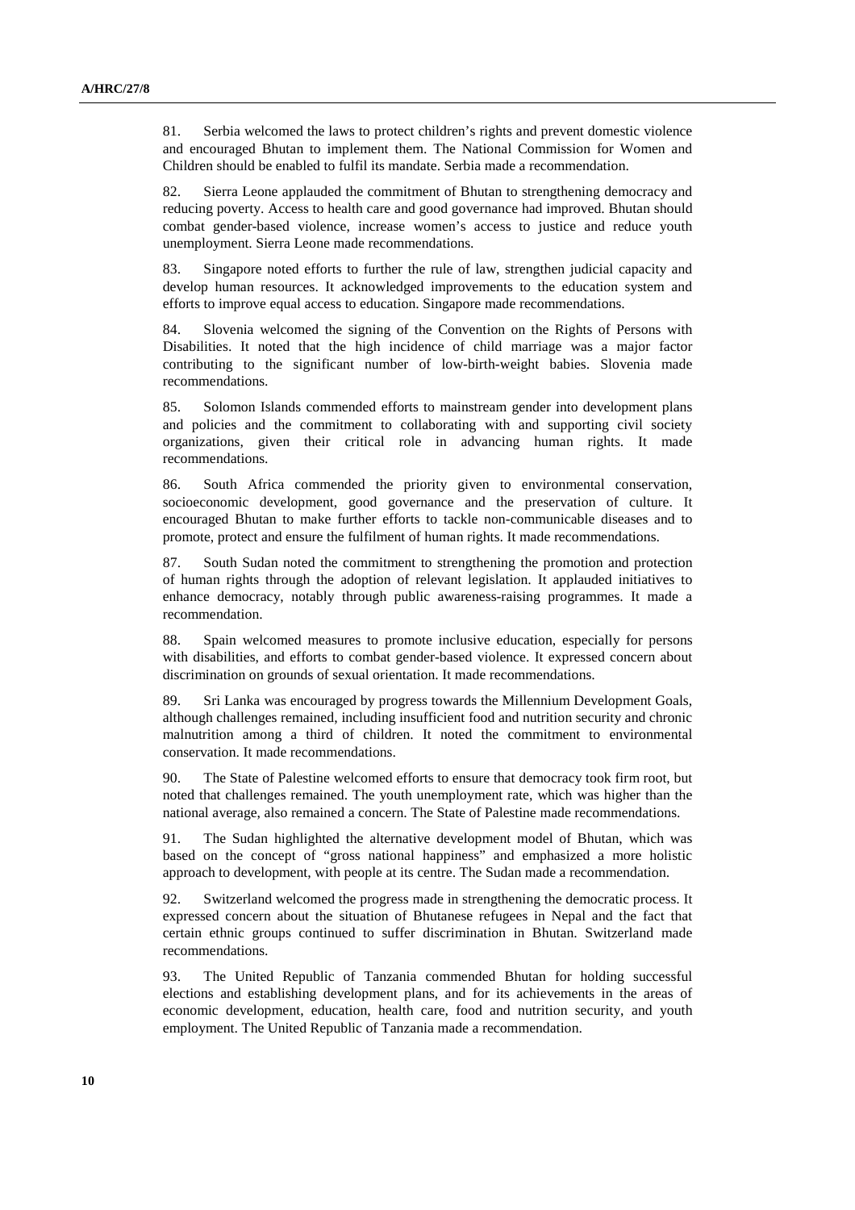81. Serbia welcomed the laws to protect children's rights and prevent domestic violence and encouraged Bhutan to implement them. The National Commission for Women and Children should be enabled to fulfil its mandate. Serbia made a recommendation.

82. Sierra Leone applauded the commitment of Bhutan to strengthening democracy and reducing poverty. Access to health care and good governance had improved. Bhutan should combat gender-based violence, increase women's access to justice and reduce youth unemployment. Sierra Leone made recommendations.

83. Singapore noted efforts to further the rule of law, strengthen judicial capacity and develop human resources. It acknowledged improvements to the education system and efforts to improve equal access to education. Singapore made recommendations.

84. Slovenia welcomed the signing of the Convention on the Rights of Persons with Disabilities. It noted that the high incidence of child marriage was a major factor contributing to the significant number of low-birth-weight babies. Slovenia made recommendations.

85. Solomon Islands commended efforts to mainstream gender into development plans and policies and the commitment to collaborating with and supporting civil society organizations, given their critical role in advancing human rights. It made recommendations.

86. South Africa commended the priority given to environmental conservation, socioeconomic development, good governance and the preservation of culture. It encouraged Bhutan to make further efforts to tackle non-communicable diseases and to promote, protect and ensure the fulfilment of human rights. It made recommendations.

87. South Sudan noted the commitment to strengthening the promotion and protection of human rights through the adoption of relevant legislation. It applauded initiatives to enhance democracy, notably through public awareness-raising programmes. It made a recommendation.

88. Spain welcomed measures to promote inclusive education, especially for persons with disabilities, and efforts to combat gender-based violence. It expressed concern about discrimination on grounds of sexual orientation. It made recommendations.

89. Sri Lanka was encouraged by progress towards the Millennium Development Goals, although challenges remained, including insufficient food and nutrition security and chronic malnutrition among a third of children. It noted the commitment to environmental conservation. It made recommendations.

90. The State of Palestine welcomed efforts to ensure that democracy took firm root, but noted that challenges remained. The youth unemployment rate, which was higher than the national average, also remained a concern. The State of Palestine made recommendations.

91. The Sudan highlighted the alternative development model of Bhutan, which was based on the concept of "gross national happiness" and emphasized a more holistic approach to development, with people at its centre. The Sudan made a recommendation.

92. Switzerland welcomed the progress made in strengthening the democratic process. It expressed concern about the situation of Bhutanese refugees in Nepal and the fact that certain ethnic groups continued to suffer discrimination in Bhutan. Switzerland made recommendations.

93. The United Republic of Tanzania commended Bhutan for holding successful elections and establishing development plans, and for its achievements in the areas of economic development, education, health care, food and nutrition security, and youth employment. The United Republic of Tanzania made a recommendation.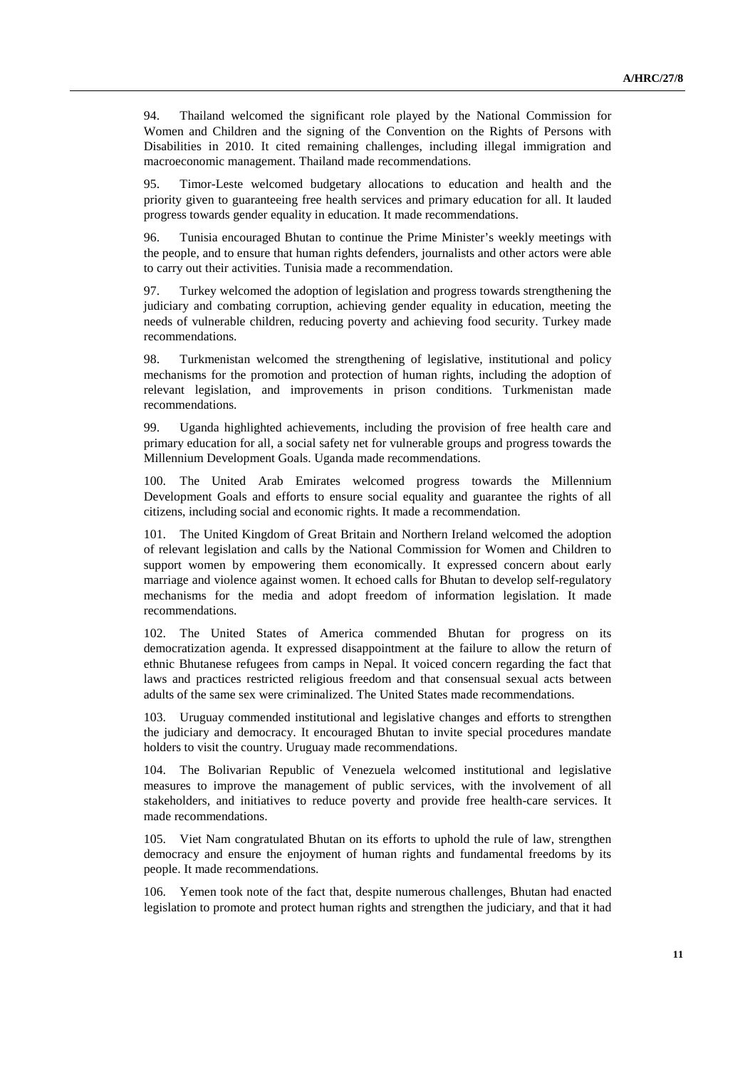94. Thailand welcomed the significant role played by the National Commission for Women and Children and the signing of the Convention on the Rights of Persons with Disabilities in 2010. It cited remaining challenges, including illegal immigration and macroeconomic management. Thailand made recommendations.

95. Timor-Leste welcomed budgetary allocations to education and health and the priority given to guaranteeing free health services and primary education for all. It lauded progress towards gender equality in education. It made recommendations.

96. Tunisia encouraged Bhutan to continue the Prime Minister's weekly meetings with the people, and to ensure that human rights defenders, journalists and other actors were able to carry out their activities. Tunisia made a recommendation.

97. Turkey welcomed the adoption of legislation and progress towards strengthening the judiciary and combating corruption, achieving gender equality in education, meeting the needs of vulnerable children, reducing poverty and achieving food security. Turkey made recommendations.

98. Turkmenistan welcomed the strengthening of legislative, institutional and policy mechanisms for the promotion and protection of human rights, including the adoption of relevant legislation, and improvements in prison conditions. Turkmenistan made recommendations.

99. Uganda highlighted achievements, including the provision of free health care and primary education for all, a social safety net for vulnerable groups and progress towards the Millennium Development Goals. Uganda made recommendations.

100. The United Arab Emirates welcomed progress towards the Millennium Development Goals and efforts to ensure social equality and guarantee the rights of all citizens, including social and economic rights. It made a recommendation.

101. The United Kingdom of Great Britain and Northern Ireland welcomed the adoption of relevant legislation and calls by the National Commission for Women and Children to support women by empowering them economically. It expressed concern about early marriage and violence against women. It echoed calls for Bhutan to develop self-regulatory mechanisms for the media and adopt freedom of information legislation. It made recommendations.

102. The United States of America commended Bhutan for progress on its democratization agenda. It expressed disappointment at the failure to allow the return of ethnic Bhutanese refugees from camps in Nepal. It voiced concern regarding the fact that laws and practices restricted religious freedom and that consensual sexual acts between adults of the same sex were criminalized. The United States made recommendations.

103. Uruguay commended institutional and legislative changes and efforts to strengthen the judiciary and democracy. It encouraged Bhutan to invite special procedures mandate holders to visit the country. Uruguay made recommendations.

104. The Bolivarian Republic of Venezuela welcomed institutional and legislative measures to improve the management of public services, with the involvement of all stakeholders, and initiatives to reduce poverty and provide free health-care services. It made recommendations.

105. Viet Nam congratulated Bhutan on its efforts to uphold the rule of law, strengthen democracy and ensure the enjoyment of human rights and fundamental freedoms by its people. It made recommendations.

106. Yemen took note of the fact that, despite numerous challenges, Bhutan had enacted legislation to promote and protect human rights and strengthen the judiciary, and that it had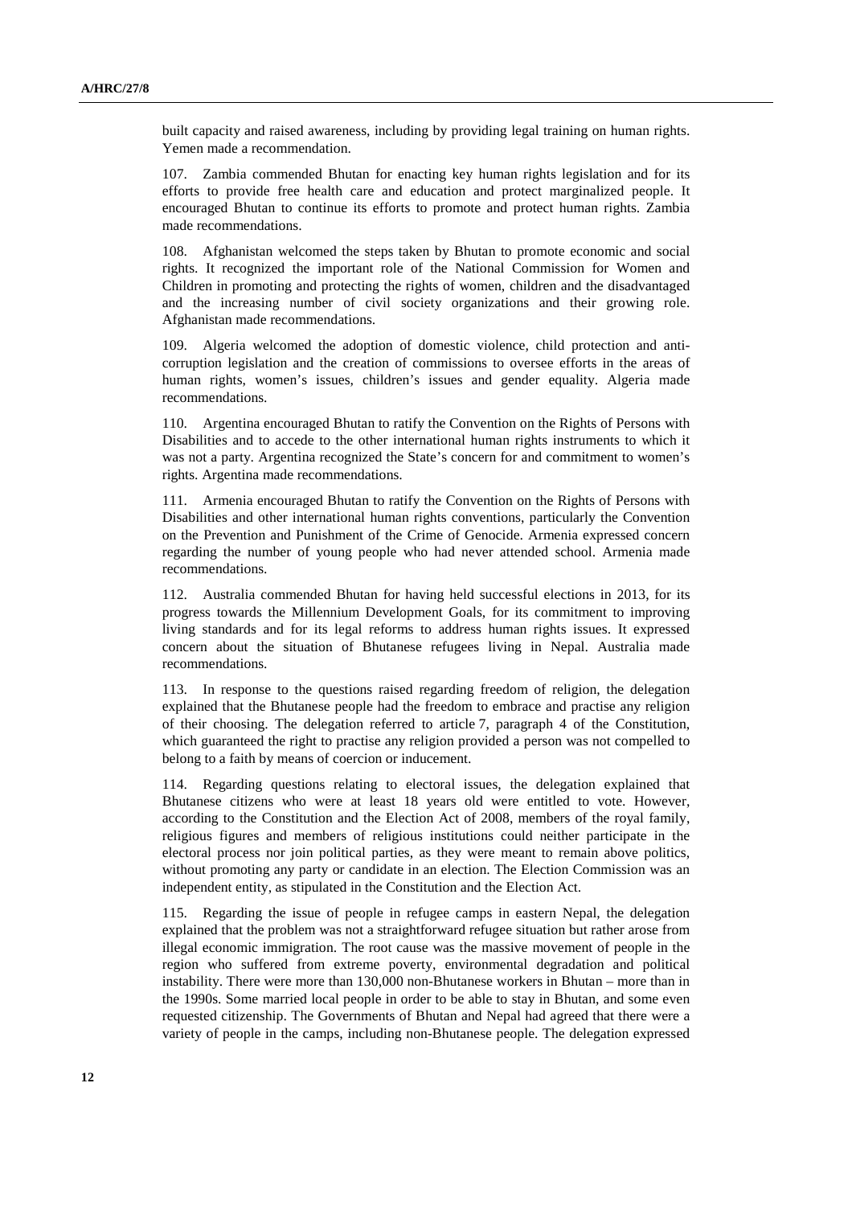built capacity and raised awareness, including by providing legal training on human rights. Yemen made a recommendation.

107. Zambia commended Bhutan for enacting key human rights legislation and for its efforts to provide free health care and education and protect marginalized people. It encouraged Bhutan to continue its efforts to promote and protect human rights. Zambia made recommendations.

108. Afghanistan welcomed the steps taken by Bhutan to promote economic and social rights. It recognized the important role of the National Commission for Women and Children in promoting and protecting the rights of women, children and the disadvantaged and the increasing number of civil society organizations and their growing role. Afghanistan made recommendations.

109. Algeria welcomed the adoption of domestic violence, child protection and anti-corruption legislation and the creation of commissions to oversee efforts in the areas of human rights, women's issues, children's issues and gender equality. Algeria made recommendations.

110. Argentina encouraged Bhutan to ratify the Convention on the Rights of Persons with Disabilities and to accede to the other international human rights instruments to which it was not a party. Argentina recognized the State's concern for and commitment to women's rights. Argentina made recommendations.

111. Armenia encouraged Bhutan to ratify the Convention on the Rights of Persons with Disabilities and other international human rights conventions, particularly the Convention on the Prevention and Punishment of the Crime of Genocide. Armenia expressed concern regarding the number of young people who had never attended school. Armenia made recommendations.

112. Australia commended Bhutan for having held successful elections in 2013, for its progress towards the Millennium Development Goals, for its commitment to improving living standards and for its legal reforms to address human rights issues. It expressed concern about the situation of Bhutanese refugees living in Nepal. Australia made recommendations.

113. In response to the questions raised regarding freedom of religion, the delegation explained that the Bhutanese people had the freedom to embrace and practise any religion of their choosing. The delegation referred to article 7, paragraph 4 of the Constitution, which guaranteed the right to practise any religion provided a person was not compelled to belong to a faith by means of coercion or inducement.

114. Regarding questions relating to electoral issues, the delegation explained that Bhutanese citizens who were at least 18 years old were entitled to vote. However, according to the Constitution and the Election Act of 2008, members of the royal family, religious figures and members of religious institutions could neither participate in the electoral process nor join political parties, as they were meant to remain above politics, without promoting any party or candidate in an election. The Election Commission was an independent entity, as stipulated in the Constitution and the Election Act.

115. Regarding the issue of people in refugee camps in eastern Nepal, the delegation explained that the problem was not a straightforward refugee situation but rather arose from illegal economic immigration. The root cause was the massive movement of people in the region who suffered from extreme poverty, environmental degradation and political instability. There were more than 130,000 non-Bhutanese workers in Bhutan – more than in the 1990s. Some married local people in order to be able to stay in Bhutan, and some even requested citizenship. The Governments of Bhutan and Nepal had agreed that there were a variety of people in the camps, including non-Bhutanese people. The delegation expressed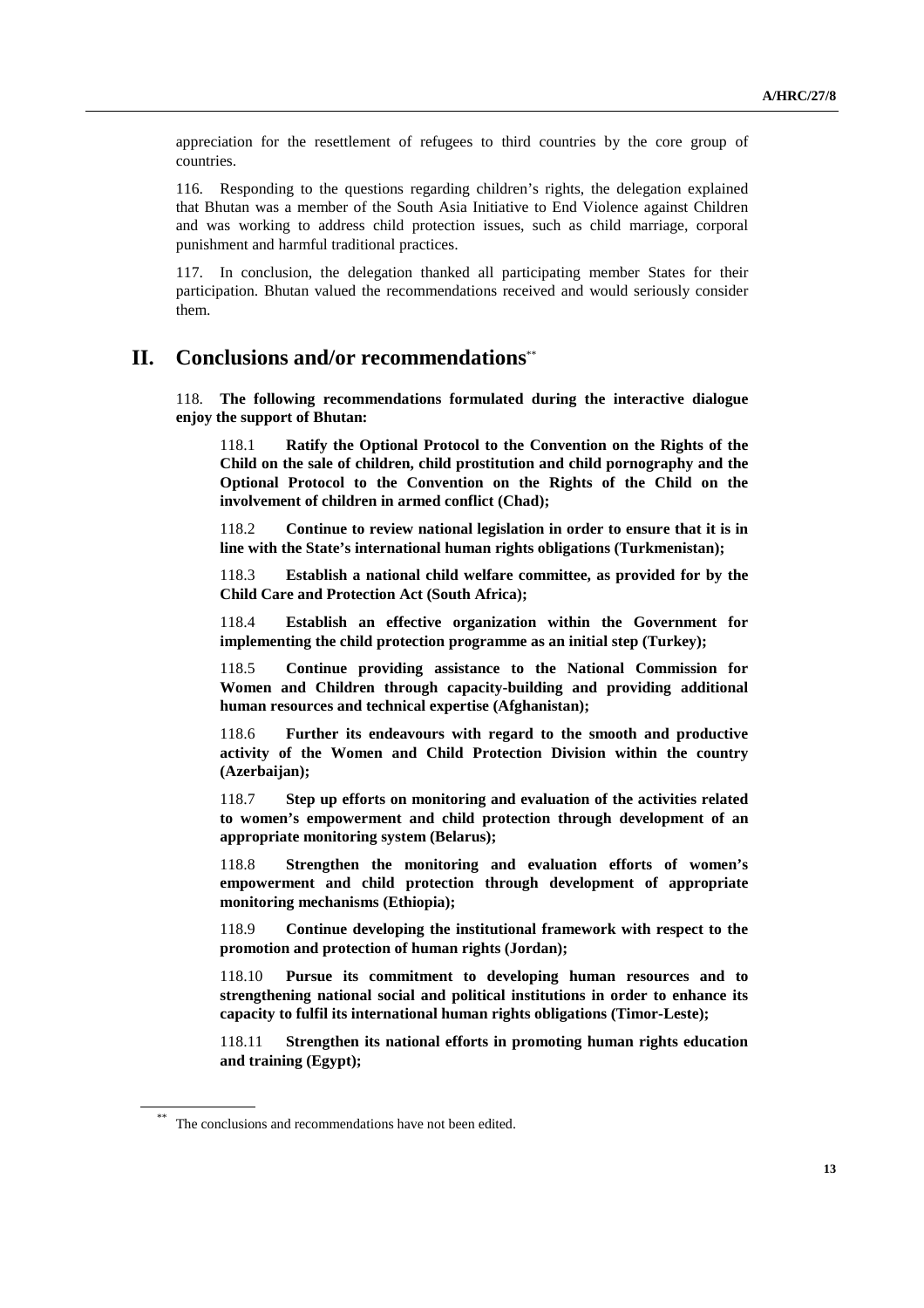appreciation for the resettlement of refugees to third countries by the core group of countries.

116. Responding to the questions regarding children's rights, the delegation explained that Bhutan was a member of the South Asia Initiative to End Violence against Children and was working to address child protection issues, such as child marriage, corporal punishment and harmful traditional practices.

117. In conclusion, the delegation thanked all participating member States for their participation. Bhutan valued the recommendations received and would seriously consider them.

# II. Conclusions and/or recommendations**

118. **The following recommendations formulated during the interactive dialogue enjoy the support of Bhutan:**

118.1 **Ratify the Optional Protocol to the Convention on the Rights of the Child on the sale of children, child prostitution and child pornography and the Optional Protocol to the Convention on the Rights of the Child on the involvement of children in armed conflict (Chad);**

118.2 **Continue to review national legislation in order to ensure that it is in line with the State's international human rights obligations (Turkmenistan);**

118.3 **Establish a national child welfare committee, as provided for by the Child Care and Protection Act (South Africa);**

118.4 **Establish an effective organization within the Government for implementing the child protection programme as an initial step (Turkey);**

118.5 **Continue providing assistance to the National Commission for Women and Children through capacity-building and providing additional human resources and technical expertise (Afghanistan);**

118.6 **Further its endeavours with regard to the smooth and productive activity of the Women and Child Protection Division within the country (Azerbaijan);**

118.7 **Step up efforts on monitoring and evaluation of the activities related to women's empowerment and child protection through development of an appropriate monitoring system (Belarus);**

118.8 **Strengthen the monitoring and evaluation efforts of women's empowerment and child protection through development of appropriate monitoring mechanisms (Ethiopia);**

118.9 **Continue developing the institutional framework with respect to the promotion and protection of human rights (Jordan);**

118.10 **Pursue its commitment to developing human resources and to strengthening national social and political institutions in order to enhance its capacity to fulfil its international human rights obligations (Timor-Leste);**

118.11 **Strengthen its national efforts in promoting human rights education and training (Egypt);**

** The conclusions and recommendations have not been edited.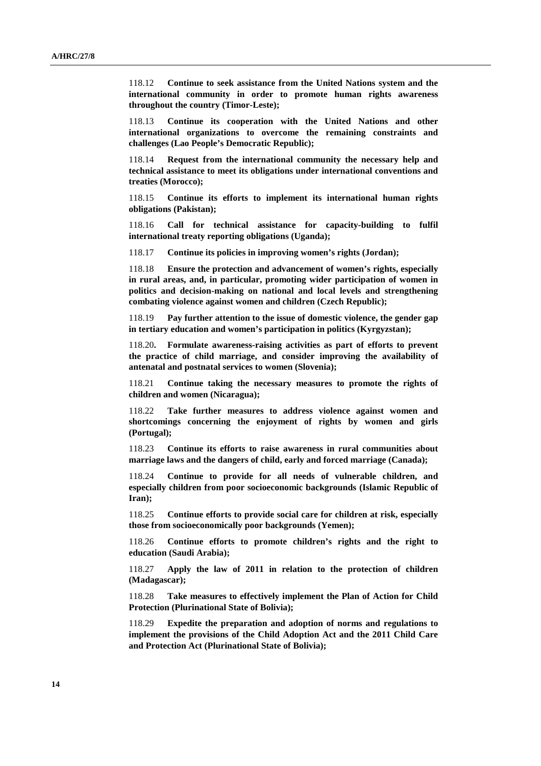118.12 **Continue to seek assistance from the United Nations system and the international community in order to promote human rights awareness throughout the country (Timor-Leste);**

118.13 **Continue its cooperation with the United Nations and other international organizations to overcome the remaining constraints and challenges (Lao People's Democratic Republic);**

118.14 **Request from the international community the necessary help and technical assistance to meet its obligations under international conventions and treaties (Morocco);**

118.15 **Continue its efforts to implement its international human rights obligations (Pakistan);**

118.16 **Call for technical assistance for capacity-building to fulfil international treaty reporting obligations (Uganda);**

118.17 **Continue its policies in improving women's rights (Jordan);**

118.18 **Ensure the protection and advancement of women's rights, especially in rural areas, and, in particular, promoting wider participation of women in politics and decision-making on national and local levels and strengthening combating violence against women and children (Czech Republic);**

118.19 **Pay further attention to the issue of domestic violence, the gender gap in tertiary education and women's participation in politics (Kyrgyzstan);**

118.20**. Formulate awareness-raising activities as part of efforts to prevent the practice of child marriage, and consider improving the availability of antenatal and postnatal services to women (Slovenia);**

118.21 **Continue taking the necessary measures to promote the rights of children and women (Nicaragua);**

118.22 **Take further measures to address violence against women and shortcomings concerning the enjoyment of rights by women and girls (Portugal);**

118.23 **Continue its efforts to raise awareness in rural communities about marriage laws and the dangers of child, early and forced marriage (Canada);**

118.24 **Continue to provide for all needs of vulnerable children, and especially children from poor socioeconomic backgrounds (Islamic Republic of Iran);**

118.25 **Continue efforts to provide social care for children at risk, especially those from socioeconomically poor backgrounds (Yemen);**

118.26 **Continue efforts to promote children's rights and the right to education (Saudi Arabia);**

118.27 **Apply the law of 2011 in relation to the protection of children (Madagascar);**

118.28 **Take measures to effectively implement the Plan of Action for Child Protection (Plurinational State of Bolivia);**

118.29 **Expedite the preparation and adoption of norms and regulations to implement the provisions of the Child Adoption Act and the 2011 Child Care and Protection Act (Plurinational State of Bolivia);**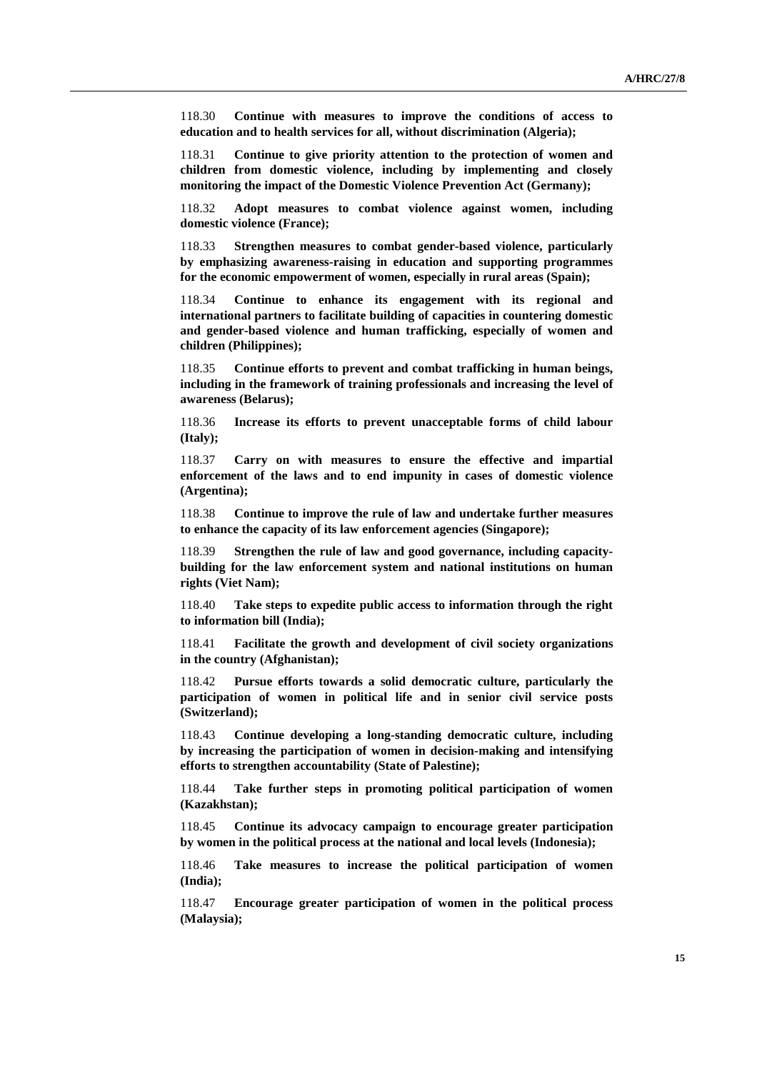118.30 **Continue with measures to improve the conditions of access to education and to health services for all, without discrimination (Algeria);**

118.31 **Continue to give priority attention to the protection of women and children from domestic violence, including by implementing and closely monitoring the impact of the Domestic Violence Prevention Act (Germany);**

118.32 **Adopt measures to combat violence against women, including domestic violence (France);**

118.33 **Strengthen measures to combat gender-based violence, particularly by emphasizing awareness-raising in education and supporting programmes for the economic empowerment of women, especially in rural areas (Spain);**

118.34 **Continue to enhance its engagement with its regional and international partners to facilitate building of capacities in countering domestic and gender-based violence and human trafficking, especially of women and children (Philippines);**

118.35 **Continue efforts to prevent and combat trafficking in human beings, including in the framework of training professionals and increasing the level of awareness (Belarus);**

118.36 **Increase its efforts to prevent unacceptable forms of child labour (Italy);**

118.37 **Carry on with measures to ensure the effective and impartial enforcement of the laws and to end impunity in cases of domestic violence (Argentina);**

118.38 **Continue to improve the rule of law and undertake further measures to enhance the capacity of its law enforcement agencies (Singapore);**

118.39 **Strengthen the rule of law and good governance, including capacity-building for the law enforcement system and national institutions on human rights (Viet Nam);**

118.40 **Take steps to expedite public access to information through the right to information bill (India);**

118.41 **Facilitate the growth and development of civil society organizations in the country (Afghanistan);**

118.42 **Pursue efforts towards a solid democratic culture, particularly the participation of women in political life and in senior civil service posts (Switzerland);**

118.43 **Continue developing a long-standing democratic culture, including by increasing the participation of women in decision-making and intensifying efforts to strengthen accountability (State of Palestine);**

118.44 **Take further steps in promoting political participation of women (Kazakhstan);**

118.45 **Continue its advocacy campaign to encourage greater participation by women in the political process at the national and local levels (Indonesia);**

118.46 **Take measures to increase the political participation of women (India);**

118.47 **Encourage greater participation of women in the political process (Malaysia);**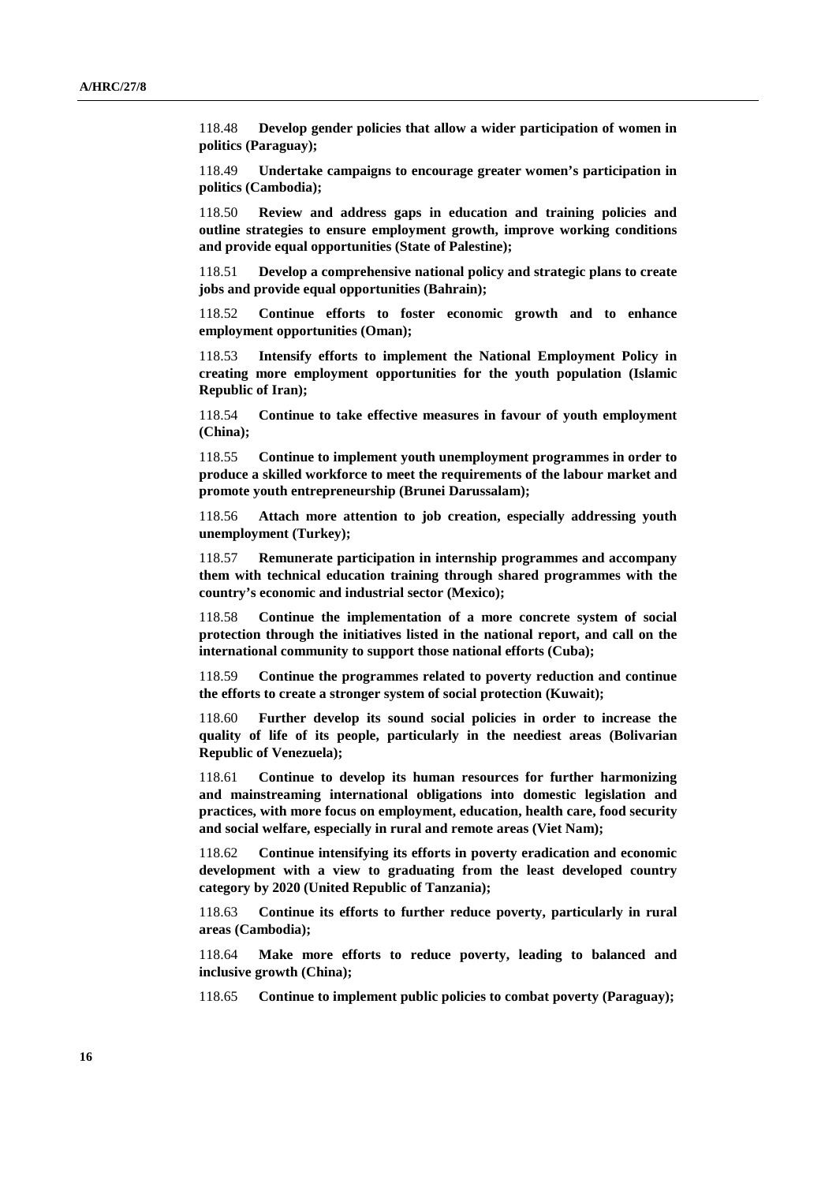118.48 **Develop gender policies that allow a wider participation of women in politics (Paraguay);**

118.49 **Undertake campaigns to encourage greater women's participation in politics (Cambodia);**

118.50 **Review and address gaps in education and training policies and outline strategies to ensure employment growth, improve working conditions and provide equal opportunities (State of Palestine);**

118.51 **Develop a comprehensive national policy and strategic plans to create jobs and provide equal opportunities (Bahrain);**

118.52 **Continue efforts to foster economic growth and to enhance employment opportunities (Oman);**

118.53 **Intensify efforts to implement the National Employment Policy in creating more employment opportunities for the youth population (Islamic Republic of Iran);**

118.54 **Continue to take effective measures in favour of youth employment (China);**

118.55 **Continue to implement youth unemployment programmes in order to produce a skilled workforce to meet the requirements of the labour market and promote youth entrepreneurship (Brunei Darussalam);**

118.56 **Attach more attention to job creation, especially addressing youth unemployment (Turkey);**

118.57 **Remunerate participation in internship programmes and accompany them with technical education training through shared programmes with the country's economic and industrial sector (Mexico);**

118.58 **Continue the implementation of a more concrete system of social protection through the initiatives listed in the national report, and call on the international community to support those national efforts (Cuba);**

118.59 **Continue the programmes related to poverty reduction and continue the efforts to create a stronger system of social protection (Kuwait);**

118.60 **Further develop its sound social policies in order to increase the quality of life of its people, particularly in the neediest areas (Bolivarian Republic of Venezuela);**

118.61 **Continue to develop its human resources for further harmonizing and mainstreaming international obligations into domestic legislation and practices, with more focus on employment, education, health care, food security and social welfare, especially in rural and remote areas (Viet Nam);**

118.62 **Continue intensifying its efforts in poverty eradication and economic development with a view to graduating from the least developed country category by 2020 (United Republic of Tanzania);**

118.63 **Continue its efforts to further reduce poverty, particularly in rural areas (Cambodia);**

118.64 **Make more efforts to reduce poverty, leading to balanced and inclusive growth (China);**

118.65 **Continue to implement public policies to combat poverty (Paraguay);**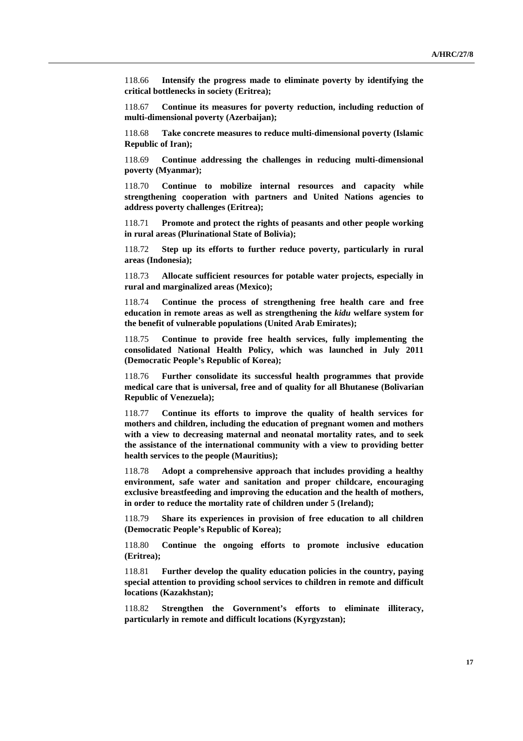118.66 **Intensify the progress made to eliminate poverty by identifying the critical bottlenecks in society (Eritrea);**

118.67 **Continue its measures for poverty reduction, including reduction of multi-dimensional poverty (Azerbaijan);**

118.68 **Take concrete measures to reduce multi-dimensional poverty (Islamic Republic of Iran);**

118.69 **Continue addressing the challenges in reducing multi-dimensional poverty (Myanmar);**

118.70 **Continue to mobilize internal resources and capacity while strengthening cooperation with partners and United Nations agencies to address poverty challenges (Eritrea);**

118.71 **Promote and protect the rights of peasants and other people working in rural areas (Plurinational State of Bolivia);**

118.72 **Step up its efforts to further reduce poverty, particularly in rural areas (Indonesia);**

118.73 **Allocate sufficient resources for potable water projects, especially in rural and marginalized areas (Mexico);**

118.74 **Continue the process of strengthening free health care and free education in remote areas as well as strengthening the *kidu* welfare system for the benefit of vulnerable populations (United Arab Emirates);**

118.75 **Continue to provide free health services, fully implementing the consolidated National Health Policy, which was launched in July 2011 (Democratic People's Republic of Korea);**

118.76 **Further consolidate its successful health programmes that provide medical care that is universal, free and of quality for all Bhutanese (Bolivarian Republic of Venezuela);**

118.77 **Continue its efforts to improve the quality of health services for mothers and children, including the education of pregnant women and mothers with a view to decreasing maternal and neonatal mortality rates, and to seek the assistance of the international community with a view to providing better health services to the people (Mauritius);**

118.78 **Adopt a comprehensive approach that includes providing a healthy environment, safe water and sanitation and proper childcare, encouraging exclusive breastfeeding and improving the education and the health of mothers, in order to reduce the mortality rate of children under 5 (Ireland);**

118.79 **Share its experiences in provision of free education to all children (Democratic People's Republic of Korea);**

118.80 **Continue the ongoing efforts to promote inclusive education (Eritrea);**

118.81 **Further develop the quality education policies in the country, paying special attention to providing school services to children in remote and difficult locations (Kazakhstan);**

118.82 **Strengthen the Government's efforts to eliminate illiteracy, particularly in remote and difficult locations (Kyrgyzstan);**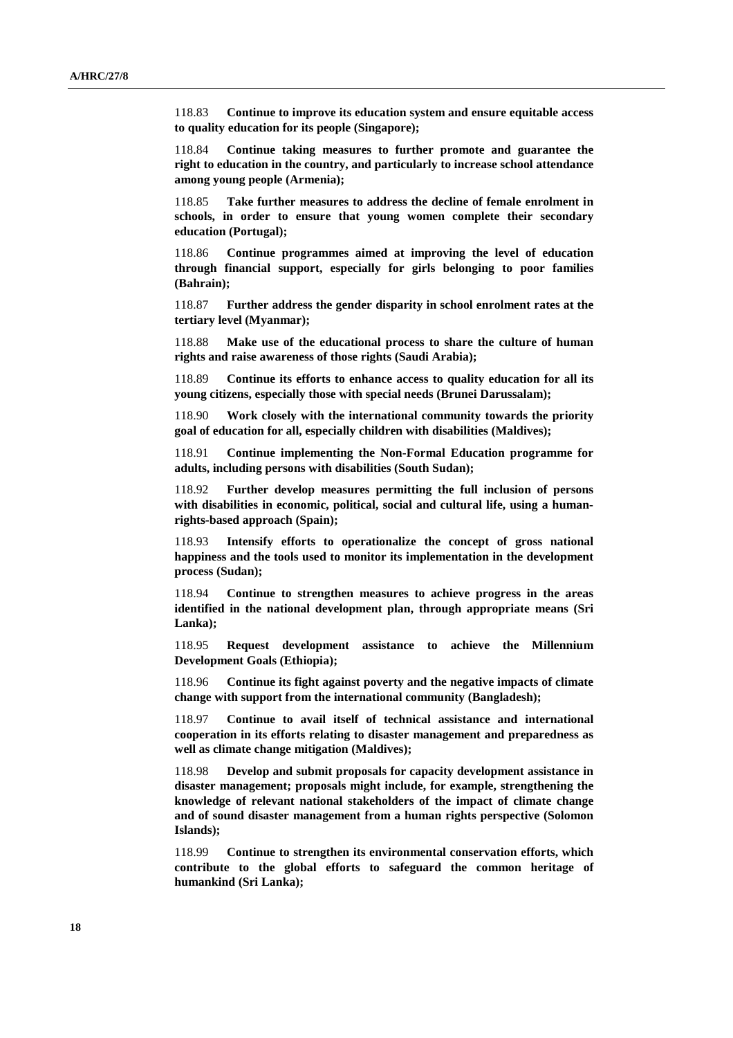118.83 **Continue to improve its education system and ensure equitable access to quality education for its people (Singapore);**

118.84 **Continue taking measures to further promote and guarantee the right to education in the country, and particularly to increase school attendance among young people (Armenia);**

118.85 **Take further measures to address the decline of female enrolment in schools, in order to ensure that young women complete their secondary education (Portugal);**

118.86 **Continue programmes aimed at improving the level of education through financial support, especially for girls belonging to poor families (Bahrain);**

118.87 **Further address the gender disparity in school enrolment rates at the tertiary level (Myanmar);**

118.88 **Make use of the educational process to share the culture of human rights and raise awareness of those rights (Saudi Arabia);**

118.89 **Continue its efforts to enhance access to quality education for all its young citizens, especially those with special needs (Brunei Darussalam);**

118.90 **Work closely with the international community towards the priority goal of education for all, especially children with disabilities (Maldives);**

118.91 **Continue implementing the Non-Formal Education programme for adults, including persons with disabilities (South Sudan);**

118.92 **Further develop measures permitting the full inclusion of persons with disabilities in economic, political, social and cultural life, using a human-rights-based approach (Spain);**

118.93 **Intensify efforts to operationalize the concept of gross national happiness and the tools used to monitor its implementation in the development process (Sudan);**

118.94 **Continue to strengthen measures to achieve progress in the areas identified in the national development plan, through appropriate means (Sri Lanka);**

118.95 **Request development assistance to achieve the Millennium Development Goals (Ethiopia);**

118.96 **Continue its fight against poverty and the negative impacts of climate change with support from the international community (Bangladesh);**

118.97 **Continue to avail itself of technical assistance and international cooperation in its efforts relating to disaster management and preparedness as well as climate change mitigation (Maldives);**

118.98 **Develop and submit proposals for capacity development assistance in disaster management; proposals might include, for example, strengthening the knowledge of relevant national stakeholders of the impact of climate change and of sound disaster management from a human rights perspective (Solomon Islands);**

118.99 **Continue to strengthen its environmental conservation efforts, which contribute to the global efforts to safeguard the common heritage of humankind (Sri Lanka);**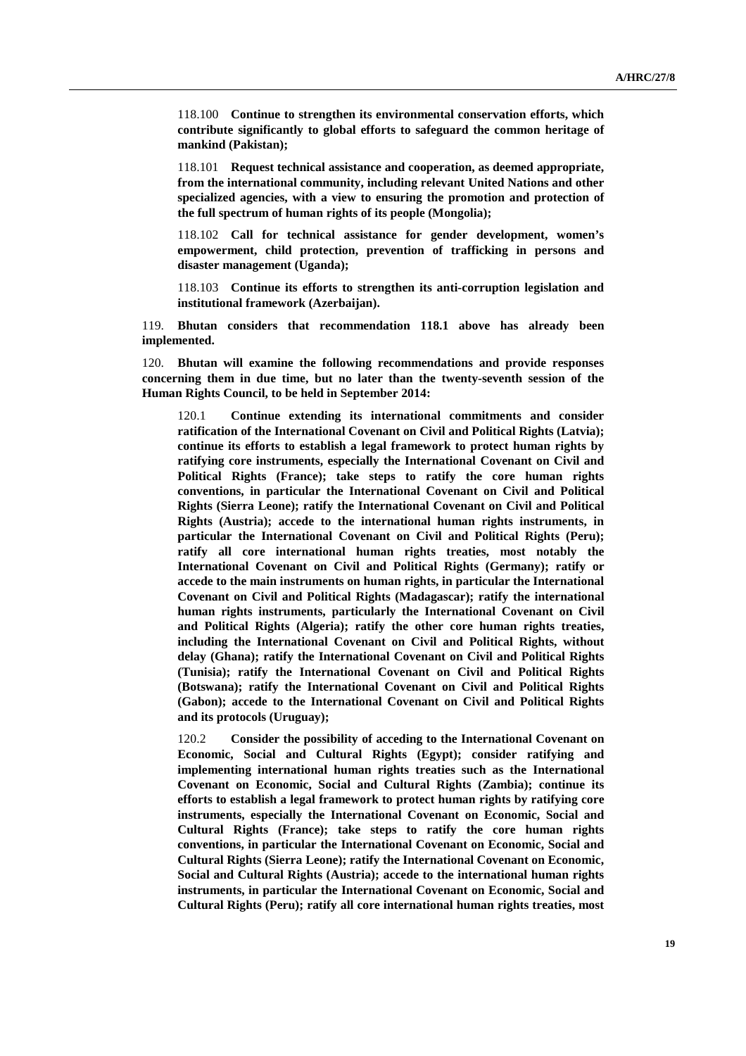118.100 **Continue to strengthen its environmental conservation efforts, which contribute significantly to global efforts to safeguard the common heritage of mankind (Pakistan);**

118.101 **Request technical assistance and cooperation, as deemed appropriate, from the international community, including relevant United Nations and other specialized agencies, with a view to ensuring the promotion and protection of the full spectrum of human rights of its people (Mongolia);**

118.102 **Call for technical assistance for gender development, women's empowerment, child protection, prevention of trafficking in persons and disaster management (Uganda);**

118.103 **Continue its efforts to strengthen its anti-corruption legislation and institutional framework (Azerbaijan).**

119. **Bhutan considers that recommendation 118.1 above has already been implemented.**

120. **Bhutan will examine the following recommendations and provide responses concerning them in due time, but no later than the twenty-seventh session of the Human Rights Council, to be held in September 2014:**

120.1 **Continue extending its international commitments and consider ratification of the International Covenant on Civil and Political Rights (Latvia); continue its efforts to establish a legal framework to protect human rights by ratifying core instruments, especially the International Covenant on Civil and Political Rights (France); take steps to ratify the core human rights conventions, in particular the International Covenant on Civil and Political Rights (Sierra Leone); ratify the International Covenant on Civil and Political Rights (Austria); accede to the international human rights instruments, in particular the International Covenant on Civil and Political Rights (Peru); ratify all core international human rights treaties, most notably the International Covenant on Civil and Political Rights (Germany); ratify or accede to the main instruments on human rights, in particular the International Covenant on Civil and Political Rights (Madagascar); ratify the international human rights instruments, particularly the International Covenant on Civil and Political Rights (Algeria); ratify the other core human rights treaties, including the International Covenant on Civil and Political Rights, without delay (Ghana); ratify the International Covenant on Civil and Political Rights (Tunisia); ratify the International Covenant on Civil and Political Rights (Botswana); ratify the International Covenant on Civil and Political Rights (Gabon); accede to the International Covenant on Civil and Political Rights and its protocols (Uruguay);**

120.2 **Consider the possibility of acceding to the International Covenant on Economic, Social and Cultural Rights (Egypt); consider ratifying and implementing international human rights treaties such as the International Covenant on Economic, Social and Cultural Rights (Zambia); continue its efforts to establish a legal framework to protect human rights by ratifying core instruments, especially the International Covenant on Economic, Social and Cultural Rights (France); take steps to ratify the core human rights conventions, in particular the International Covenant on Economic, Social and Cultural Rights (Sierra Leone); ratify the International Covenant on Economic, Social and Cultural Rights (Austria); accede to the international human rights instruments, in particular the International Covenant on Economic, Social and Cultural Rights (Peru); ratify all core international human rights treaties, most**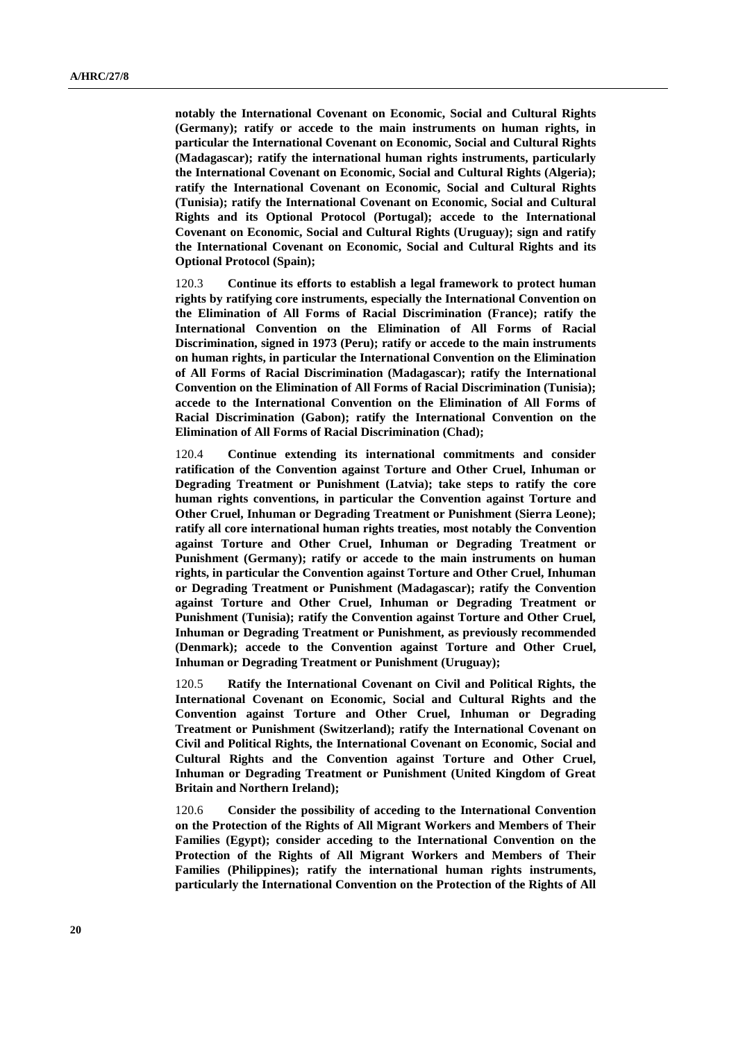**notably the International Covenant on Economic, Social and Cultural Rights (Germany); ratify or accede to the main instruments on human rights, in particular the International Covenant on Economic, Social and Cultural Rights (Madagascar); ratify the international human rights instruments, particularly the International Covenant on Economic, Social and Cultural Rights (Algeria); ratify the International Covenant on Economic, Social and Cultural Rights (Tunisia); ratify the International Covenant on Economic, Social and Cultural Rights and its Optional Protocol (Portugal); accede to the International Covenant on Economic, Social and Cultural Rights (Uruguay); sign and ratify the International Covenant on Economic, Social and Cultural Rights and its Optional Protocol (Spain);**

120.3 **Continue its efforts to establish a legal framework to protect human rights by ratifying core instruments, especially the International Convention on the Elimination of All Forms of Racial Discrimination (France); ratify the International Convention on the Elimination of All Forms of Racial Discrimination, signed in 1973 (Peru); ratify or accede to the main instruments on human rights, in particular the International Convention on the Elimination of All Forms of Racial Discrimination (Madagascar); ratify the International Convention on the Elimination of All Forms of Racial Discrimination (Tunisia); accede to the International Convention on the Elimination of All Forms of Racial Discrimination (Gabon); ratify the International Convention on the Elimination of All Forms of Racial Discrimination (Chad);**

120.4 **Continue extending its international commitments and consider ratification of the Convention against Torture and Other Cruel, Inhuman or Degrading Treatment or Punishment (Latvia); take steps to ratify the core human rights conventions, in particular the Convention against Torture and Other Cruel, Inhuman or Degrading Treatment or Punishment (Sierra Leone); ratify all core international human rights treaties, most notably the Convention against Torture and Other Cruel, Inhuman or Degrading Treatment or Punishment (Germany); ratify or accede to the main instruments on human rights, in particular the Convention against Torture and Other Cruel, Inhuman or Degrading Treatment or Punishment (Madagascar); ratify the Convention against Torture and Other Cruel, Inhuman or Degrading Treatment or Punishment (Tunisia); ratify the Convention against Torture and Other Cruel, Inhuman or Degrading Treatment or Punishment, as previously recommended (Denmark); accede to the Convention against Torture and Other Cruel, Inhuman or Degrading Treatment or Punishment (Uruguay);**

120.5 **Ratify the International Covenant on Civil and Political Rights, the International Covenant on Economic, Social and Cultural Rights and the Convention against Torture and Other Cruel, Inhuman or Degrading Treatment or Punishment (Switzerland); ratify the International Covenant on Civil and Political Rights, the International Covenant on Economic, Social and Cultural Rights and the Convention against Torture and Other Cruel, Inhuman or Degrading Treatment or Punishment (United Kingdom of Great Britain and Northern Ireland);**

120.6 **Consider the possibility of acceding to the International Convention on the Protection of the Rights of All Migrant Workers and Members of Their Families (Egypt); consider acceding to the International Convention on the Protection of the Rights of All Migrant Workers and Members of Their Families (Philippines); ratify the international human rights instruments, particularly the International Convention on the Protection of the Rights of All**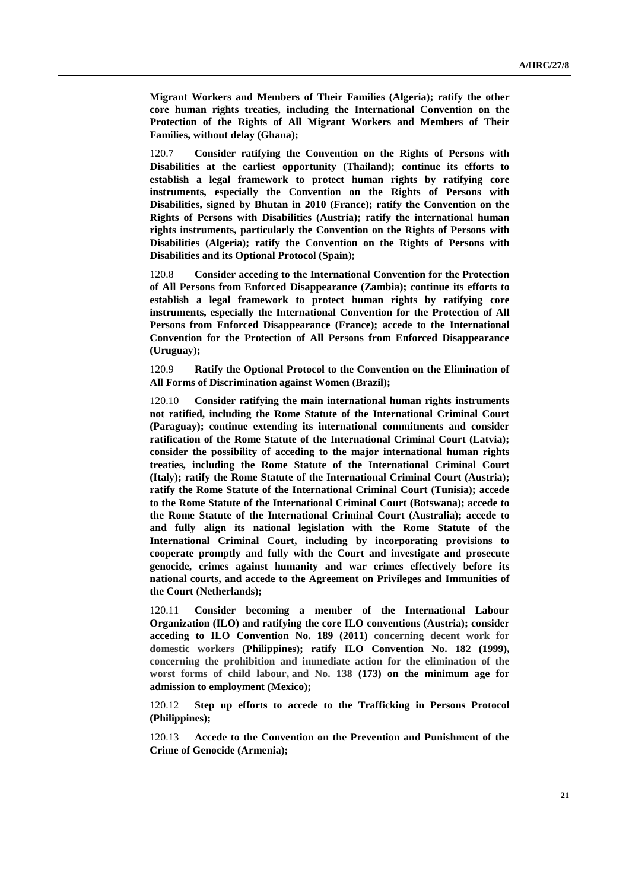**Migrant Workers and Members of Their Families (Algeria); ratify the other core human rights treaties, including the International Convention on the Protection of the Rights of All Migrant Workers and Members of Their Families, without delay (Ghana);**

120.7 **Consider ratifying the Convention on the Rights of Persons with Disabilities at the earliest opportunity (Thailand); continue its efforts to establish a legal framework to protect human rights by ratifying core instruments, especially the Convention on the Rights of Persons with Disabilities, signed by Bhutan in 2010 (France); ratify the Convention on the Rights of Persons with Disabilities (Austria); ratify the international human rights instruments, particularly the Convention on the Rights of Persons with Disabilities (Algeria); ratify the Convention on the Rights of Persons with Disabilities and its Optional Protocol (Spain);**

120.8 **Consider acceding to the International Convention for the Protection of All Persons from Enforced Disappearance (Zambia); continue its efforts to establish a legal framework to protect human rights by ratifying core instruments, especially the International Convention for the Protection of All Persons from Enforced Disappearance (France); accede to the International Convention for the Protection of All Persons from Enforced Disappearance (Uruguay);**

120.9 **Ratify the Optional Protocol to the Convention on the Elimination of All Forms of Discrimination against Women (Brazil);**

120.10 **Consider ratifying the main international human rights instruments not ratified, including the Rome Statute of the International Criminal Court (Paraguay); continue extending its international commitments and consider ratification of the Rome Statute of the International Criminal Court (Latvia); consider the possibility of acceding to the major international human rights treaties, including the Rome Statute of the International Criminal Court (Italy); ratify the Rome Statute of the International Criminal Court (Austria); ratify the Rome Statute of the International Criminal Court (Tunisia); accede to the Rome Statute of the International Criminal Court (Botswana); accede to the Rome Statute of the International Criminal Court (Australia); accede to and fully align its national legislation with the Rome Statute of the International Criminal Court, including by incorporating provisions to cooperate promptly and fully with the Court and investigate and prosecute genocide, crimes against humanity and war crimes effectively before its national courts, and accede to the Agreement on Privileges and Immunities of the Court (Netherlands);**

120.11 **Consider becoming a member of the International Labour Organization (ILO) and ratifying the core ILO conventions (Austria); consider acceding to ILO Convention No. 189 (2011) concerning decent work for domestic workers (Philippines); ratify ILO Convention No. 182 (1999), concerning the prohibition and immediate action for the elimination of the worst forms of child labour, and No. 138 (173) on the minimum age for admission to employment (Mexico);**

120.12 **Step up efforts to accede to the Trafficking in Persons Protocol (Philippines);**

120.13 **Accede to the Convention on the Prevention and Punishment of the Crime of Genocide (Armenia);**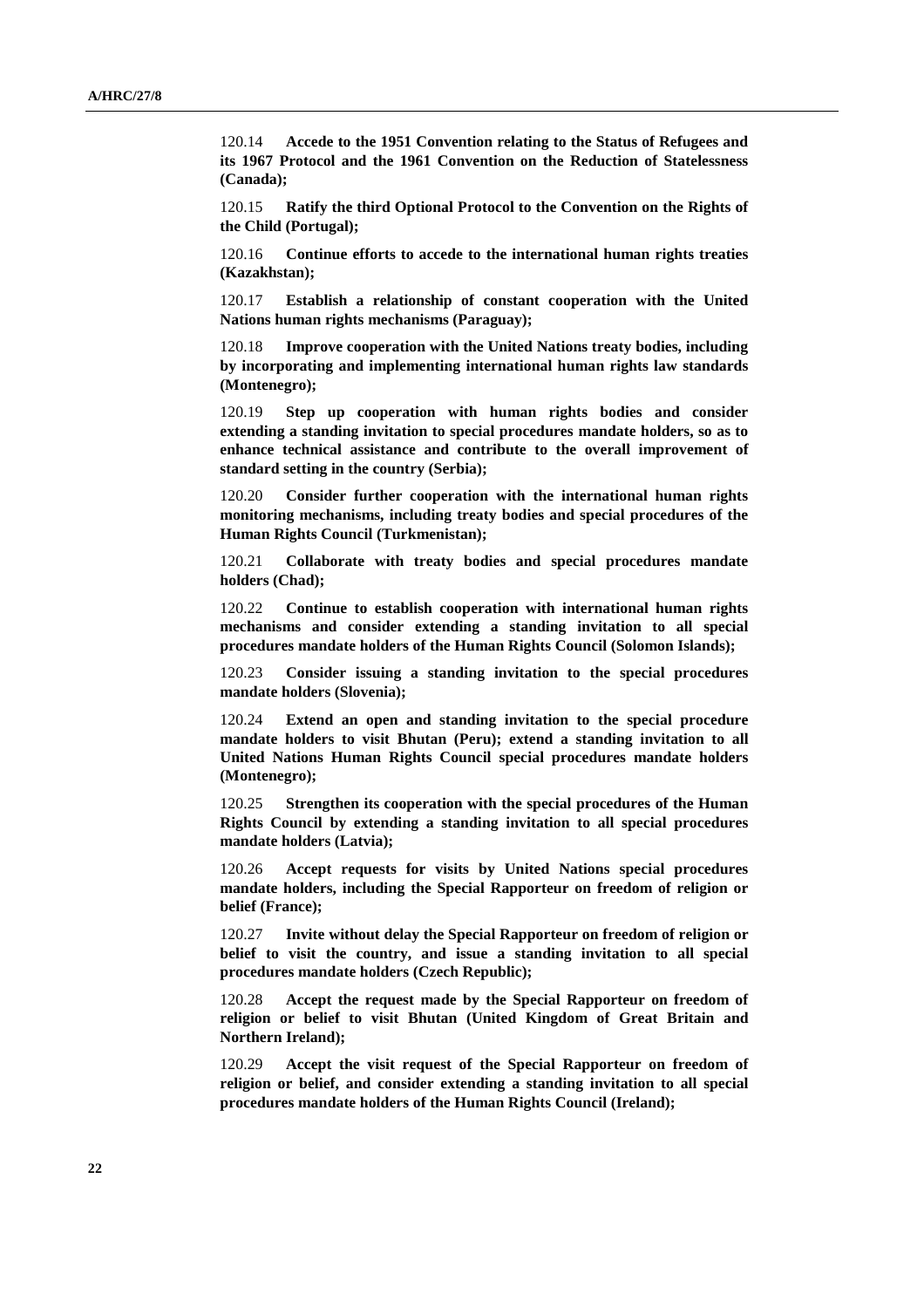120.14 **Accede to the 1951 Convention relating to the Status of Refugees and its 1967 Protocol and the 1961 Convention on the Reduction of Statelessness (Canada);**

120.15 **Ratify the third Optional Protocol to the Convention on the Rights of the Child (Portugal);**

120.16 **Continue efforts to accede to the international human rights treaties (Kazakhstan);**

120.17 **Establish a relationship of constant cooperation with the United Nations human rights mechanisms (Paraguay);**

120.18 **Improve cooperation with the United Nations treaty bodies, including by incorporating and implementing international human rights law standards (Montenegro);**

120.19 **Step up cooperation with human rights bodies and consider extending a standing invitation to special procedures mandate holders, so as to enhance technical assistance and contribute to the overall improvement of standard setting in the country (Serbia);**

120.20 **Consider further cooperation with the international human rights monitoring mechanisms, including treaty bodies and special procedures of the Human Rights Council (Turkmenistan);**

120.21 **Collaborate with treaty bodies and special procedures mandate holders (Chad);**

120.22 **Continue to establish cooperation with international human rights mechanisms and consider extending a standing invitation to all special procedures mandate holders of the Human Rights Council (Solomon Islands);**

120.23 **Consider issuing a standing invitation to the special procedures mandate holders (Slovenia);**

120.24 **Extend an open and standing invitation to the special procedure mandate holders to visit Bhutan (Peru); extend a standing invitation to all United Nations Human Rights Council special procedures mandate holders (Montenegro);**

120.25 **Strengthen its cooperation with the special procedures of the Human Rights Council by extending a standing invitation to all special procedures mandate holders (Latvia);**

120.26 **Accept requests for visits by United Nations special procedures mandate holders, including the Special Rapporteur on freedom of religion or belief (France);**

120.27 **Invite without delay the Special Rapporteur on freedom of religion or belief to visit the country, and issue a standing invitation to all special procedures mandate holders (Czech Republic);**

120.28 **Accept the request made by the Special Rapporteur on freedom of religion or belief to visit Bhutan (United Kingdom of Great Britain and Northern Ireland);**

120.29 **Accept the visit request of the Special Rapporteur on freedom of religion or belief, and consider extending a standing invitation to all special procedures mandate holders of the Human Rights Council (Ireland);**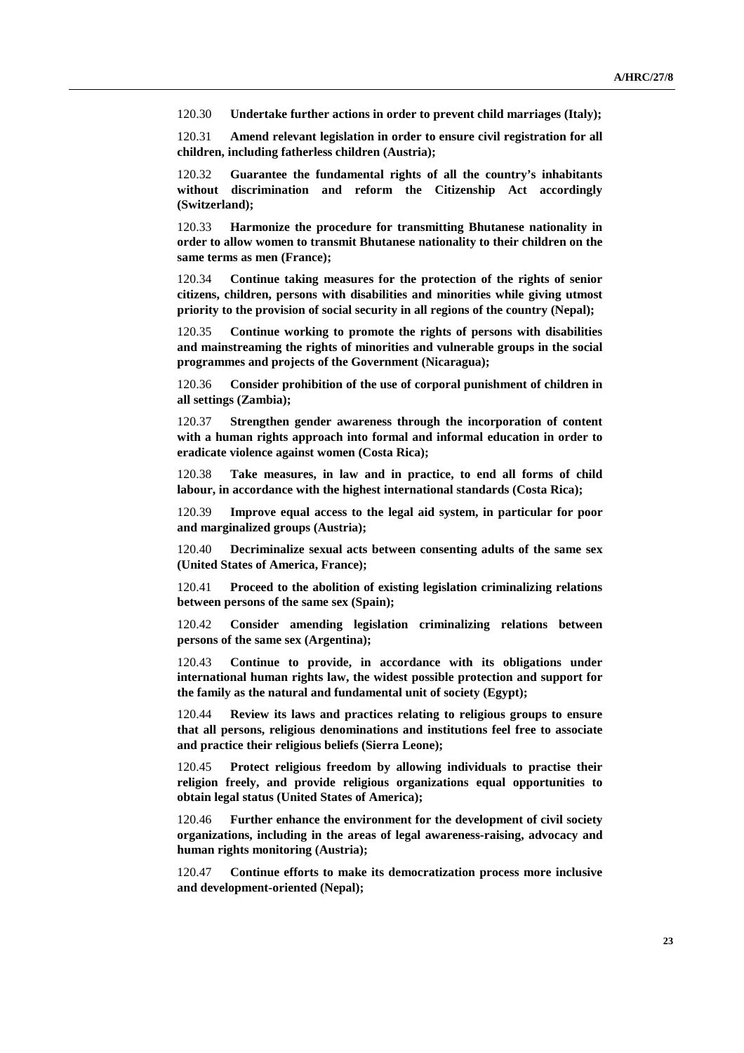120.30 **Undertake further actions in order to prevent child marriages (Italy);**

120.31 **Amend relevant legislation in order to ensure civil registration for all children, including fatherless children (Austria);**

120.32 **Guarantee the fundamental rights of all the country's inhabitants without discrimination and reform the Citizenship Act accordingly (Switzerland);**

120.33 **Harmonize the procedure for transmitting Bhutanese nationality in order to allow women to transmit Bhutanese nationality to their children on the same terms as men (France);**

120.34 **Continue taking measures for the protection of the rights of senior citizens, children, persons with disabilities and minorities while giving utmost priority to the provision of social security in all regions of the country (Nepal);**

120.35 **Continue working to promote the rights of persons with disabilities and mainstreaming the rights of minorities and vulnerable groups in the social programmes and projects of the Government (Nicaragua);**

120.36 **Consider prohibition of the use of corporal punishment of children in all settings (Zambia);**

120.37 **Strengthen gender awareness through the incorporation of content with a human rights approach into formal and informal education in order to eradicate violence against women (Costa Rica);**

120.38 **Take measures, in law and in practice, to end all forms of child labour, in accordance with the highest international standards (Costa Rica);**

120.39 **Improve equal access to the legal aid system, in particular for poor and marginalized groups (Austria);**

120.40 **Decriminalize sexual acts between consenting adults of the same sex (United States of America, France);**

120.41 **Proceed to the abolition of existing legislation criminalizing relations between persons of the same sex (Spain);**

120.42 **Consider amending legislation criminalizing relations between persons of the same sex (Argentina);**

120.43 **Continue to provide, in accordance with its obligations under international human rights law, the widest possible protection and support for the family as the natural and fundamental unit of society (Egypt);**

120.44 **Review its laws and practices relating to religious groups to ensure that all persons, religious denominations and institutions feel free to associate and practice their religious beliefs (Sierra Leone);**

120.45 **Protect religious freedom by allowing individuals to practise their religion freely, and provide religious organizations equal opportunities to obtain legal status (United States of America);**

120.46 **Further enhance the environment for the development of civil society organizations, including in the areas of legal awareness-raising, advocacy and human rights monitoring (Austria);**

120.47 **Continue efforts to make its democratization process more inclusive and development-oriented (Nepal);**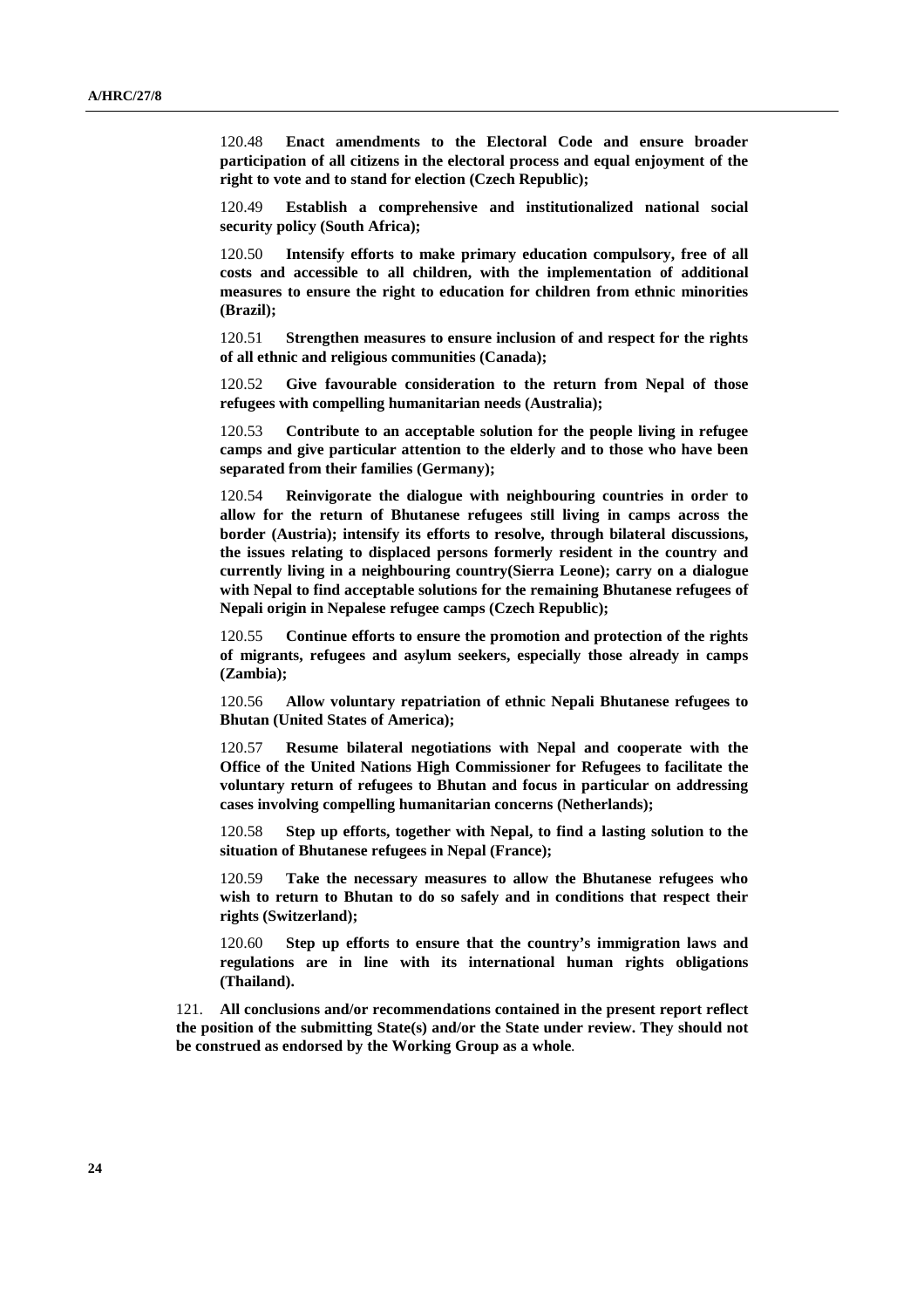120.48 **Enact amendments to the Electoral Code and ensure broader participation of all citizens in the electoral process and equal enjoyment of the right to vote and to stand for election (Czech Republic);**

120.49 **Establish a comprehensive and institutionalized national social security policy (South Africa);**

120.50 **Intensify efforts to make primary education compulsory, free of all costs and accessible to all children, with the implementation of additional measures to ensure the right to education for children from ethnic minorities (Brazil);**

120.51 **Strengthen measures to ensure inclusion of and respect for the rights of all ethnic and religious communities (Canada);**

120.52 **Give favourable consideration to the return from Nepal of those refugees with compelling humanitarian needs (Australia);**

120.53 **Contribute to an acceptable solution for the people living in refugee camps and give particular attention to the elderly and to those who have been separated from their families (Germany);**

120.54 **Reinvigorate the dialogue with neighbouring countries in order to allow for the return of Bhutanese refugees still living in camps across the border (Austria); intensify its efforts to resolve, through bilateral discussions, the issues relating to displaced persons formerly resident in the country and currently living in a neighbouring country(Sierra Leone); carry on a dialogue with Nepal to find acceptable solutions for the remaining Bhutanese refugees of Nepali origin in Nepalese refugee camps (Czech Republic);**

120.55 **Continue efforts to ensure the promotion and protection of the rights of migrants, refugees and asylum seekers, especially those already in camps (Zambia);**

120.56 **Allow voluntary repatriation of ethnic Nepali Bhutanese refugees to Bhutan (United States of America);**

120.57 **Resume bilateral negotiations with Nepal and cooperate with the Office of the United Nations High Commissioner for Refugees to facilitate the voluntary return of refugees to Bhutan and focus in particular on addressing cases involving compelling humanitarian concerns (Netherlands);**

120.58 **Step up efforts, together with Nepal, to find a lasting solution to the situation of Bhutanese refugees in Nepal (France);**

120.59 **Take the necessary measures to allow the Bhutanese refugees who wish to return to Bhutan to do so safely and in conditions that respect their rights (Switzerland);**

120.60 **Step up efforts to ensure that the country's immigration laws and regulations are in line with its international human rights obligations (Thailand).**

121. **All conclusions and/or recommendations contained in the present report reflect the position of the submitting State(s) and/or the State under review. They should not be construed as endorsed by the Working Group as a whole**.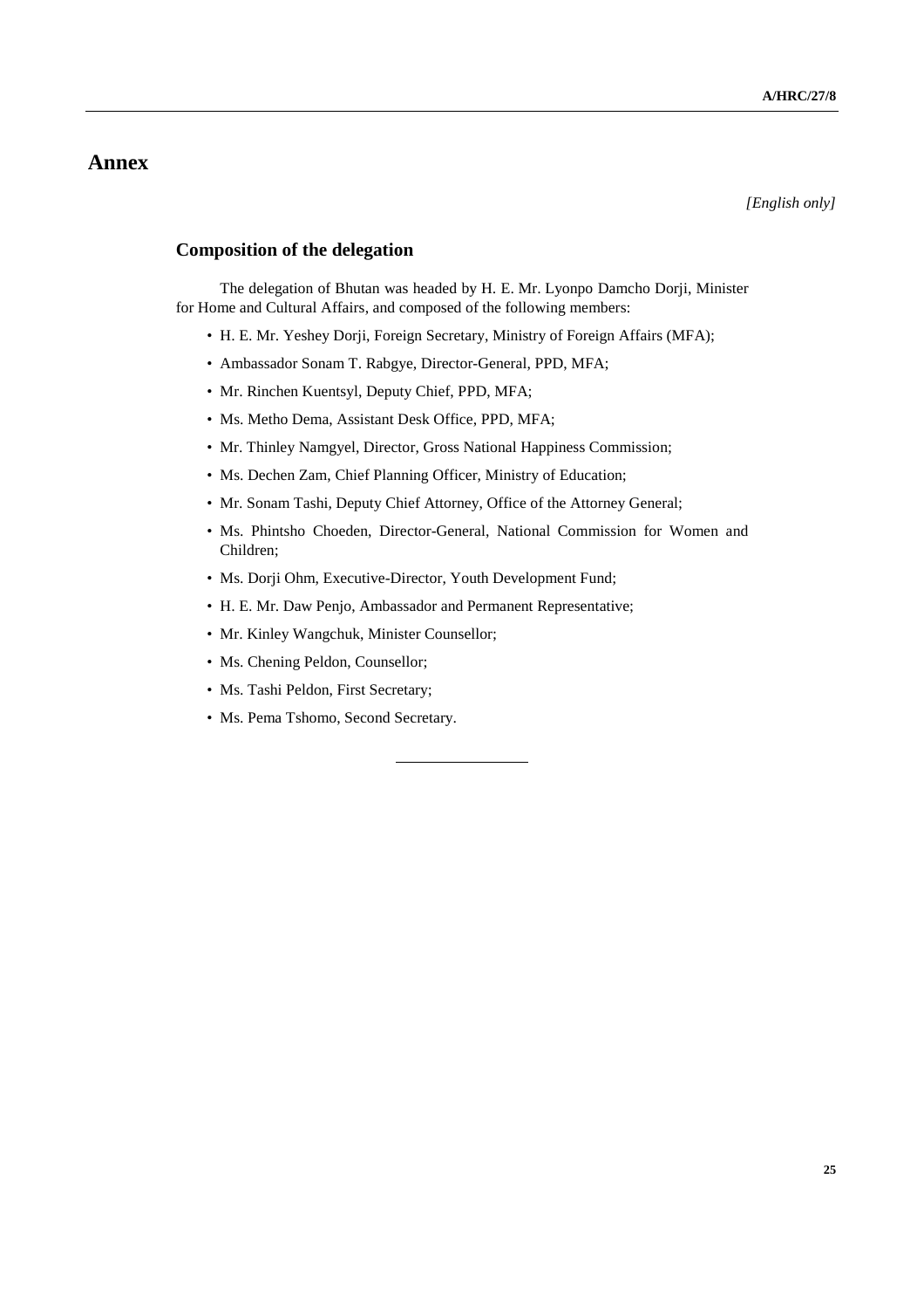# Annex

*[English only]*

## Composition of the delegation

The delegation of Bhutan was headed by H. E. Mr. Lyonpo Damcho Dorji, Minister for Home and Cultural Affairs, and composed of the following members:

- H. E. Mr. Yeshey Dorji, Foreign Secretary, Ministry of Foreign Affairs (MFA);
- Ambassador Sonam T. Rabgye, Director-General, PPD, MFA;
- Mr. Rinchen Kuentsyl, Deputy Chief, PPD, MFA;
- Ms. Metho Dema, Assistant Desk Office, PPD, MFA;
- Mr. Thinley Namgyel, Director, Gross National Happiness Commission;
- Ms. Dechen Zam, Chief Planning Officer, Ministry of Education;
- Mr. Sonam Tashi, Deputy Chief Attorney, Office of the Attorney General;
- Ms. Phintsho Choeden, Director-General, National Commission for Women and Children;
- Ms. Dorji Ohm, Executive-Director, Youth Development Fund;
- H. E. Mr. Daw Penjo, Ambassador and Permanent Representative;
- Mr. Kinley Wangchuk, Minister Counsellor;
- Ms. Chening Peldon, Counsellor;
- Ms. Tashi Peldon, First Secretary;
- Ms. Pema Tshomo, Second Secretary.